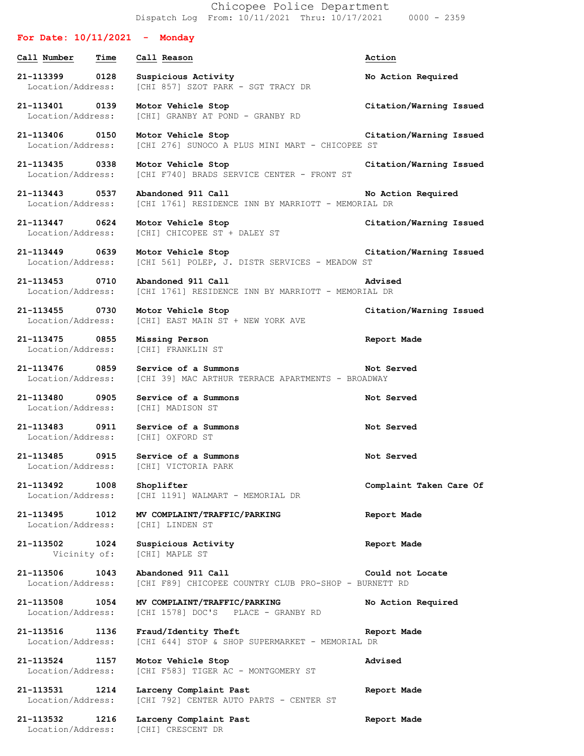# Chicopee Police Department

Dispatch Log From: 10/11/2021 Thru: 10/17/2021 0000 - 2359

## For Date: 10/11/2021 - Monday

| Call Number | Time | Call Reason | Action |
|---|---|---|---|
| 21-113399 | 0128 | Suspicious Activity | No Action Required |
| Location/Address: | | [CHI 857] SZOT PARK - SGT TRACY DR | |
| 21-113401 | 0139 | Motor Vehicle Stop | Citation/Warning Issued |
| Location/Address: | | [CHI] GRANBY AT POND - GRANBY RD | |
| 21-113406 | 0150 | Motor Vehicle Stop | Citation/Warning Issued |
| Location/Address: | | [CHI 276] SUNOCO A PLUS MINI MART - CHICOPEE ST | |
| 21-113435 | 0338 | Motor Vehicle Stop | Citation/Warning Issued |
| Location/Address: | | [CHI F740] BRADS SERVICE CENTER - FRONT ST | |
| 21-113443 | 0537 | Abandoned 911 Call | No Action Required |
| Location/Address: | | [CHI 1761] RESIDENCE INN BY MARRIOTT - MEMORIAL DR | |
| 21-113447 | 0624 | Motor Vehicle Stop | Citation/Warning Issued |
| Location/Address: | | [CHI] CHICOPEE ST + DALEY ST | |
| 21-113449 | 0639 | Motor Vehicle Stop | Citation/Warning Issued |
| Location/Address: | | [CHI 561] POLEP, J. DISTR SERVICES - MEADOW ST | |
| 21-113453 | 0710 | Abandoned 911 Call | Advised |
| Location/Address: | | [CHI 1761] RESIDENCE INN BY MARRIOTT - MEMORIAL DR | |
| 21-113455 | 0730 | Motor Vehicle Stop | Citation/Warning Issued |
| Location/Address: | | [CHI] EAST MAIN ST + NEW YORK AVE | |
| 21-113475 | 0855 | Missing Person | Report Made |
| Location/Address: | | [CHI] FRANKLIN ST | |
| 21-113476 | 0859 | Service of a Summons | Not Served |
| Location/Address: | | [CHI 39] MAC ARTHUR TERRACE APARTMENTS - BROADWAY | |
| 21-113480 | 0905 | Service of a Summons | Not Served |
| Location/Address: | | [CHI] MADISON ST | |
| 21-113483 | 0911 | Service of a Summons | Not Served |
| Location/Address: | | [CHI] OXFORD ST | |
| 21-113485 | 0915 | Service of a Summons | Not Served |
| Location/Address: | | [CHI] VICTORIA PARK | |
| 21-113492 | 1008 | Shoplifter | Complaint Taken Care Of |
| Location/Address: | | [CHI 1191] WALMART - MEMORIAL DR | |
| 21-113495 | 1012 | MV COMPLAINT/TRAFFIC/PARKING | Report Made |
| Location/Address: | | [CHI] LINDEN ST | |
| 21-113502 | 1024 | Suspicious Activity | Report Made |
| Vicinity of: | | [CHI] MAPLE ST | |
| 21-113506 | 1043 | Abandoned 911 Call | Could not Locate |
| Location/Address: | | [CHI F89] CHICOPEE COUNTRY CLUB PRO-SHOP - BURNETT RD | |
| 21-113508 | 1054 | MV COMPLAINT/TRAFFIC/PARKING | No Action Required |
| Location/Address: | | [CHI 1578] DOC'S PLACE - GRANBY RD | |
| 21-113516 | 1136 | Fraud/Identity Theft | Report Made |
| Location/Address: | | [CHI 644] STOP & SHOP SUPERMARKET - MEMORIAL DR | |
| 21-113524 | 1157 | Motor Vehicle Stop | Advised |
| Location/Address: | | [CHI F583] TIGER AC - MONTGOMERY ST | |
| 21-113531 | 1214 | Larceny Complaint Past | Report Made |
| Location/Address: | | [CHI 792] CENTER AUTO PARTS - CENTER ST | |
| 21-113532 | 1216 | Larceny Complaint Past | Report Made |
| Location/Address: | | [CHI] CRESCENT DR | |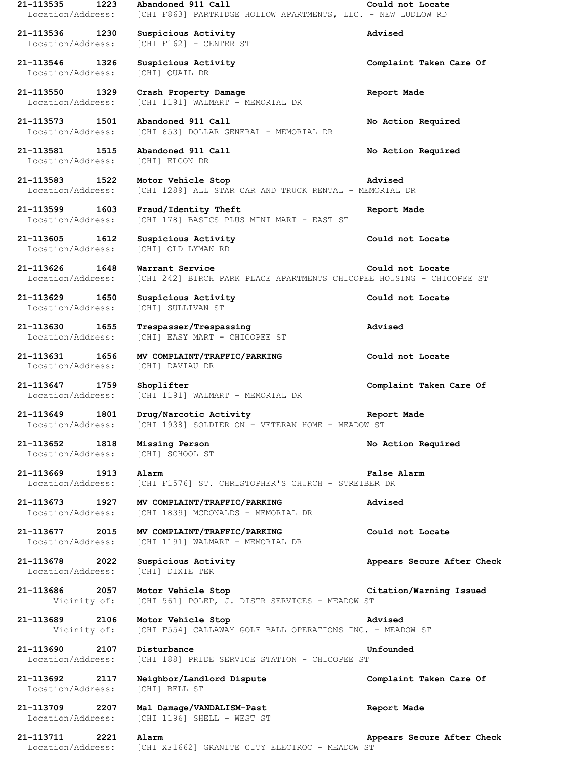**21-113535 1223 Abandoned 911 Call Could not Locate**
Location/Address: [CHI F863] PARTRIDGE HOLLOW APARTMENTS, LLC. - NEW LUDLOW RD

**21-113536 1230 Suspicious Activity Advised**
Location/Address: [CHI F162] - CENTER ST

**21-113546 1326 Suspicious Activity Complaint Taken Care Of**
Location/Address: [CHI] QUAIL DR

**21-113550 1329 Crash Property Damage Report Made**
Location/Address: [CHI 1191] WALMART - MEMORIAL DR

**21-113573 1501 Abandoned 911 Call No Action Required**
Location/Address: [CHI 653] DOLLAR GENERAL - MEMORIAL DR

**21-113581 1515 Abandoned 911 Call No Action Required**
Location/Address: [CHI] ELCON DR

**21-113583 1522 Motor Vehicle Stop Advised**
Location/Address: [CHI 1289] ALL STAR CAR AND TRUCK RENTAL - MEMORIAL DR

**21-113599 1603 Fraud/Identity Theft Report Made**
Location/Address: [CHI 178] BASICS PLUS MINI MART - EAST ST

**21-113605 1612 Suspicious Activity Could not Locate**
Location/Address: [CHI] OLD LYMAN RD

**21-113626 1648 Warrant Service Could not Locate**
Location/Address: [CHI 242] BIRCH PARK PLACE APARTMENTS CHICOPEE HOUSING - CHICOPEE ST

**21-113629 1650 Suspicious Activity Could not Locate**
Location/Address: [CHI] SULLIVAN ST

**21-113630 1655 Trespasser/Trespassing Advised**
Location/Address: [CHI] EASY MART - CHICOPEE ST

**21-113631 1656 MV COMPLAINT/TRAFFIC/PARKING Could not Locate**
Location/Address: [CHI] DAVIAU DR

**21-113647 1759 Shoplifter Complaint Taken Care Of**
Location/Address: [CHI 1191] WALMART - MEMORIAL DR

**21-113649 1801 Drug/Narcotic Activity Report Made**
Location/Address: [CHI 1938] SOLDIER ON - VETERAN HOME - MEADOW ST

**21-113652 1818 Missing Person No Action Required**
Location/Address: [CHI] SCHOOL ST

**21-113669 1913 Alarm False Alarm**
Location/Address: [CHI F1576] ST. CHRISTOPHER'S CHURCH - STREIBER DR

**21-113673 1927 MV COMPLAINT/TRAFFIC/PARKING Advised**
Location/Address: [CHI 1839] MCDONALDS - MEMORIAL DR

**21-113677 2015 MV COMPLAINT/TRAFFIC/PARKING Could not Locate**
Location/Address: [CHI 1191] WALMART - MEMORIAL DR

**21-113678 2022 Suspicious Activity Appears Secure After Check**
Location/Address: [CHI] DIXIE TER

**21-113686 2057 Motor Vehicle Stop Citation/Warning Issued**
Vicinity of: [CHI 561] POLEP, J. DISTR SERVICES - MEADOW ST

**21-113689 2106 Motor Vehicle Stop Advised**
Vicinity of: [CHI F554] CALLAWAY GOLF BALL OPERATIONS INC. - MEADOW ST

**21-113690 2107 Disturbance Unfounded**
Location/Address: [CHI 188] PRIDE SERVICE STATION - CHICOPEE ST

**21-113692 2117 Neighbor/Landlord Dispute Complaint Taken Care Of**
Location/Address: [CHI] BELL ST

**21-113709 2207 Mal Damage/VANDALISM-Past Report Made**
Location/Address: [CHI 1196] SHELL - WEST ST

**21-113711 2221 Alarm Appears Secure After Check**
Location/Address: [CHI XF1662] GRANITE CITY ELECTROC - MEADOW ST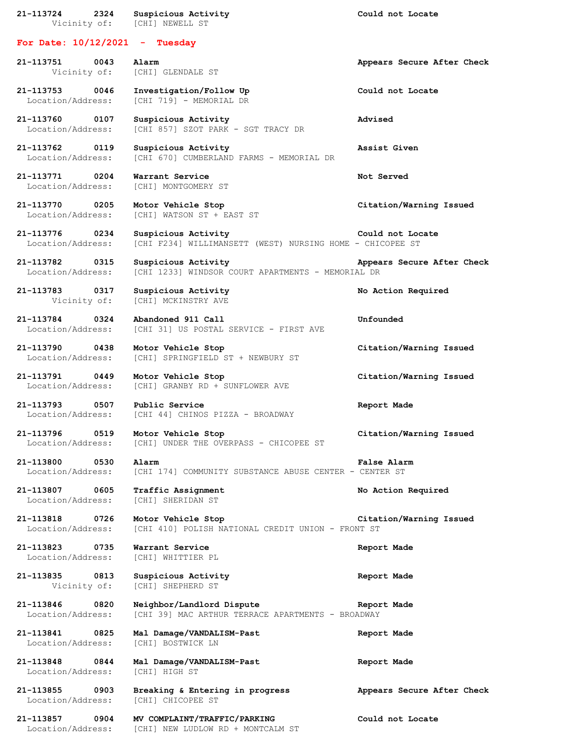**21-113724 2324 Suspicious Activity** **Could not Locate**
Vicinity of: [CHI] NEWELL ST

## For Date: 10/12/2021 - Tuesday

**21-113751 0043 Alarm** **Appears Secure After Check**
Vicinity of: [CHI] GLENDALE ST

**21-113753 0046 Investigation/Follow Up** **Could not Locate**
Location/Address: [CHI 719] - MEMORIAL DR

**21-113760 0107 Suspicious Activity** **Advised**
Location/Address: [CHI 857] SZOT PARK - SGT TRACY DR

**21-113762 0119 Suspicious Activity** **Assist Given**
Location/Address: [CHI 670] CUMBERLAND FARMS - MEMORIAL DR

**21-113771 0204 Warrant Service** **Not Served**
Location/Address: [CHI] MONTGOMERY ST

**21-113770 0205 Motor Vehicle Stop** **Citation/Warning Issued**
Location/Address: [CHI] WATSON ST + EAST ST

**21-113776 0234 Suspicious Activity** **Could not Locate**
Location/Address: [CHI F234] WILLIMANSETT (WEST) NURSING HOME - CHICOPEE ST

**21-113782 0315 Suspicious Activity** **Appears Secure After Check**
Location/Address: [CHI 1233] WINDSOR COURT APARTMENTS - MEMORIAL DR

**21-113783 0317 Suspicious Activity** **No Action Required**
Vicinity of: [CHI] MCKINSTRY AVE

**21-113784 0324 Abandoned 911 Call** **Unfounded**
Location/Address: [CHI 31] US POSTAL SERVICE - FIRST AVE

**21-113790 0438 Motor Vehicle Stop** **Citation/Warning Issued**
Location/Address: [CHI] SPRINGFIELD ST + NEWBURY ST

**21-113791 0449 Motor Vehicle Stop** **Citation/Warning Issued**
Location/Address: [CHI] GRANBY RD + SUNFLOWER AVE

**21-113793 0507 Public Service** **Report Made**
Location/Address: [CHI 44] CHINOS PIZZA - BROADWAY

**21-113796 0519 Motor Vehicle Stop** **Citation/Warning Issued**
Location/Address: [CHI] UNDER THE OVERPASS - CHICOPEE ST

**21-113800 0530 Alarm** **False Alarm**
Location/Address: [CHI 174] COMMUNITY SUBSTANCE ABUSE CENTER - CENTER ST

**21-113807 0605 Traffic Assignment** **No Action Required**
Location/Address: [CHI] SHERIDAN ST

**21-113818 0726 Motor Vehicle Stop** **Citation/Warning Issued**
Location/Address: [CHI 410] POLISH NATIONAL CREDIT UNION - FRONT ST

**21-113823 0735 Warrant Service** **Report Made**
Location/Address: [CHI] WHITTIER PL

**21-113835 0813 Suspicious Activity** **Report Made**
Vicinity of: [CHI] SHEPHERD ST

**21-113846 0820 Neighbor/Landlord Dispute** **Report Made**
Location/Address: [CHI 39] MAC ARTHUR TERRACE APARTMENTS - BROADWAY

**21-113841 0825 Mal Damage/VANDALISM-Past** **Report Made**
Location/Address: [CHI] BOSTWICK LN

**21-113848 0844 Mal Damage/VANDALISM-Past** **Report Made**
Location/Address: [CHI] HIGH ST

**21-113855 0903 Breaking & Entering in progress** **Appears Secure After Check**
Location/Address: [CHI] CHICOPEE ST

**21-113857 0904 MV COMPLAINT/TRAFFIC/PARKING** **Could not Locate**
Location/Address: [CHI] NEW LUDLOW RD + MONTCALM ST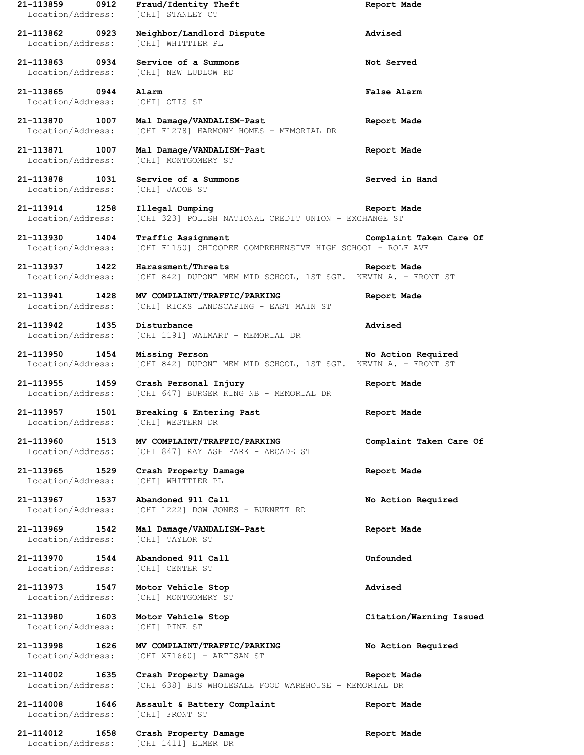**21-113859 0912 Fraud/Identity Theft Report Made**
Location/Address: [CHI] STANLEY CT

**21-113862 0923 Neighbor/Landlord Dispute Advised**
Location/Address: [CHI] WHITTIER PL

**21-113863 0934 Service of a Summons Not Served**
Location/Address: [CHI] NEW LUDLOW RD

**21-113865 0944 Alarm False Alarm**
Location/Address: [CHI] OTIS ST

**21-113870 1007 Mal Damage/VANDALISM-Past Report Made**
Location/Address: [CHI F1278] HARMONY HOMES - MEMORIAL DR

**21-113871 1007 Mal Damage/VANDALISM-Past Report Made**
Location/Address: [CHI] MONTGOMERY ST

**21-113878 1031 Service of a Summons Served in Hand**
Location/Address: [CHI] JACOB ST

**21-113914 1258 Illegal Dumping Report Made**
Location/Address: [CHI 323] POLISH NATIONAL CREDIT UNION - EXCHANGE ST

**21-113930 1404 Traffic Assignment Complaint Taken Care Of**
Location/Address: [CHI F1150] CHICOPEE COMPREHENSIVE HIGH SCHOOL - ROLF AVE

**21-113937 1422 Harassment/Threats Report Made**
Location/Address: [CHI 842] DUPONT MEM MID SCHOOL, 1ST SGT. KEVIN A. - FRONT ST

**21-113941 1428 MV COMPLAINT/TRAFFIC/PARKING Report Made**
Location/Address: [CHI] RICKS LANDSCAPING - EAST MAIN ST

**21-113942 1435 Disturbance Advised**
Location/Address: [CHI 1191] WALMART - MEMORIAL DR

**21-113950 1454 Missing Person No Action Required**
Location/Address: [CHI 842] DUPONT MEM MID SCHOOL, 1ST SGT. KEVIN A. - FRONT ST

**21-113955 1459 Crash Personal Injury Report Made**
Location/Address: [CHI 647] BURGER KING NB - MEMORIAL DR

**21-113957 1501 Breaking & Entering Past Report Made**
Location/Address: [CHI] WESTERN DR

**21-113960 1513 MV COMPLAINT/TRAFFIC/PARKING Complaint Taken Care Of**
Location/Address: [CHI 847] RAY ASH PARK - ARCADE ST

**21-113965 1529 Crash Property Damage Report Made**
Location/Address: [CHI] WHITTIER PL

**21-113967 1537 Abandoned 911 Call No Action Required**
Location/Address: [CHI 1222] DOW JONES - BURNETT RD

**21-113969 1542 Mal Damage/VANDALISM-Past Report Made**
Location/Address: [CHI] TAYLOR ST

**21-113970 1544 Abandoned 911 Call Unfounded**
Location/Address: [CHI] CENTER ST

**21-113973 1547 Motor Vehicle Stop Advised**
Location/Address: [CHI] MONTGOMERY ST

**21-113980 1603 Motor Vehicle Stop Citation/Warning Issued**
Location/Address: [CHI] PINE ST

**21-113998 1626 MV COMPLAINT/TRAFFIC/PARKING No Action Required**
Location/Address: [CHI XF1660] - ARTISAN ST

**21-114002 1635 Crash Property Damage Report Made**
Location/Address: [CHI 638] BJS WHOLESALE FOOD WAREHOUSE - MEMORIAL DR

**21-114008 1646 Assault & Battery Complaint Report Made**
Location/Address: [CHI] FRONT ST

**21-114012 1658 Crash Property Damage Report Made**
Location/Address: [CHI 1411] ELMER DR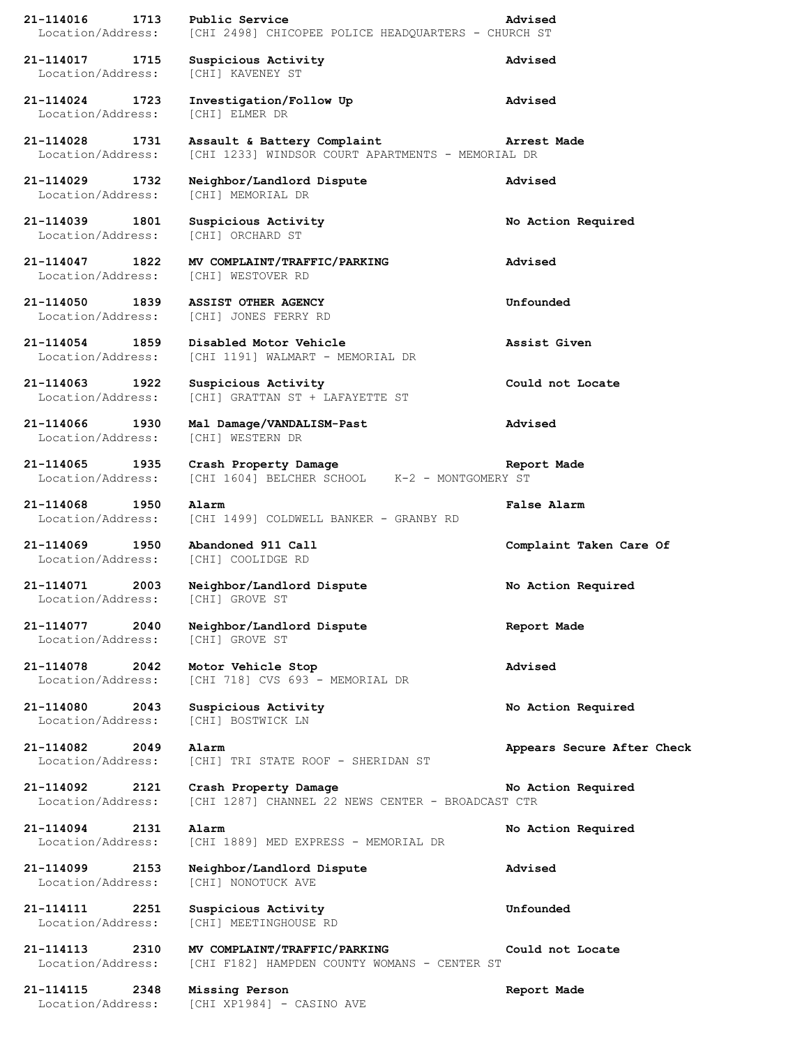**21-114016 1713 Public Service Advised**
Location/Address: [CHI 2498] CHICOPEE POLICE HEADQUARTERS - CHURCH ST

**21-114017 1715 Suspicious Activity Advised**
Location/Address: [CHI] KAVENEY ST

**21-114024 1723 Investigation/Follow Up Advised**
Location/Address: [CHI] ELMER DR

**21-114028 1731 Assault & Battery Complaint Arrest Made**
Location/Address: [CHI 1233] WINDSOR COURT APARTMENTS - MEMORIAL DR

**21-114029 1732 Neighbor/Landlord Dispute Advised**
Location/Address: [CHI] MEMORIAL DR

**21-114039 1801 Suspicious Activity No Action Required**
Location/Address: [CHI] ORCHARD ST

**21-114047 1822 MV COMPLAINT/TRAFFIC/PARKING Advised**
Location/Address: [CHI] WESTOVER RD

**21-114050 1839 ASSIST OTHER AGENCY Unfounded**
Location/Address: [CHI] JONES FERRY RD

**21-114054 1859 Disabled Motor Vehicle Assist Given**
Location/Address: [CHI 1191] WALMART - MEMORIAL DR

**21-114063 1922 Suspicious Activity Could not Locate**
Location/Address: [CHI] GRATTAN ST + LAFAYETTE ST

**21-114066 1930 Mal Damage/VANDALISM-Past Advised**
Location/Address: [CHI] WESTERN DR

**21-114065 1935 Crash Property Damage Report Made**
Location/Address: [CHI 1604] BELCHER SCHOOL K-2 - MONTGOMERY ST

**21-114068 1950 Alarm False Alarm**
Location/Address: [CHI 1499] COLDWELL BANKER - GRANBY RD

**21-114069 1950 Abandoned 911 Call Complaint Taken Care Of**
Location/Address: [CHI] COOLIDGE RD

**21-114071 2003 Neighbor/Landlord Dispute No Action Required**
Location/Address: [CHI] GROVE ST

**21-114077 2040 Neighbor/Landlord Dispute Report Made**
Location/Address: [CHI] GROVE ST

**21-114078 2042 Motor Vehicle Stop Advised**
Location/Address: [CHI 718] CVS 693 - MEMORIAL DR

**21-114080 2043 Suspicious Activity No Action Required**
Location/Address: [CHI] BOSTWICK LN

**21-114082 2049 Alarm Appears Secure After Check**
Location/Address: [CHI] TRI STATE ROOF - SHERIDAN ST

**21-114092 2121 Crash Property Damage No Action Required**
Location/Address: [CHI 1287] CHANNEL 22 NEWS CENTER - BROADCAST CTR

**21-114094 2131 Alarm No Action Required**
Location/Address: [CHI 1889] MED EXPRESS - MEMORIAL DR

**21-114099 2153 Neighbor/Landlord Dispute Advised**
Location/Address: [CHI] NONOTUCK AVE

**21-114111 2251 Suspicious Activity Unfounded**
Location/Address: [CHI] MEETINGHOUSE RD

**21-114113 2310 MV COMPLAINT/TRAFFIC/PARKING Could not Locate**
Location/Address: [CHI F182] HAMPDEN COUNTY WOMANS - CENTER ST

**21-114115 2348 Missing Person Report Made**
Location/Address: [CHI XP1984] - CASINO AVE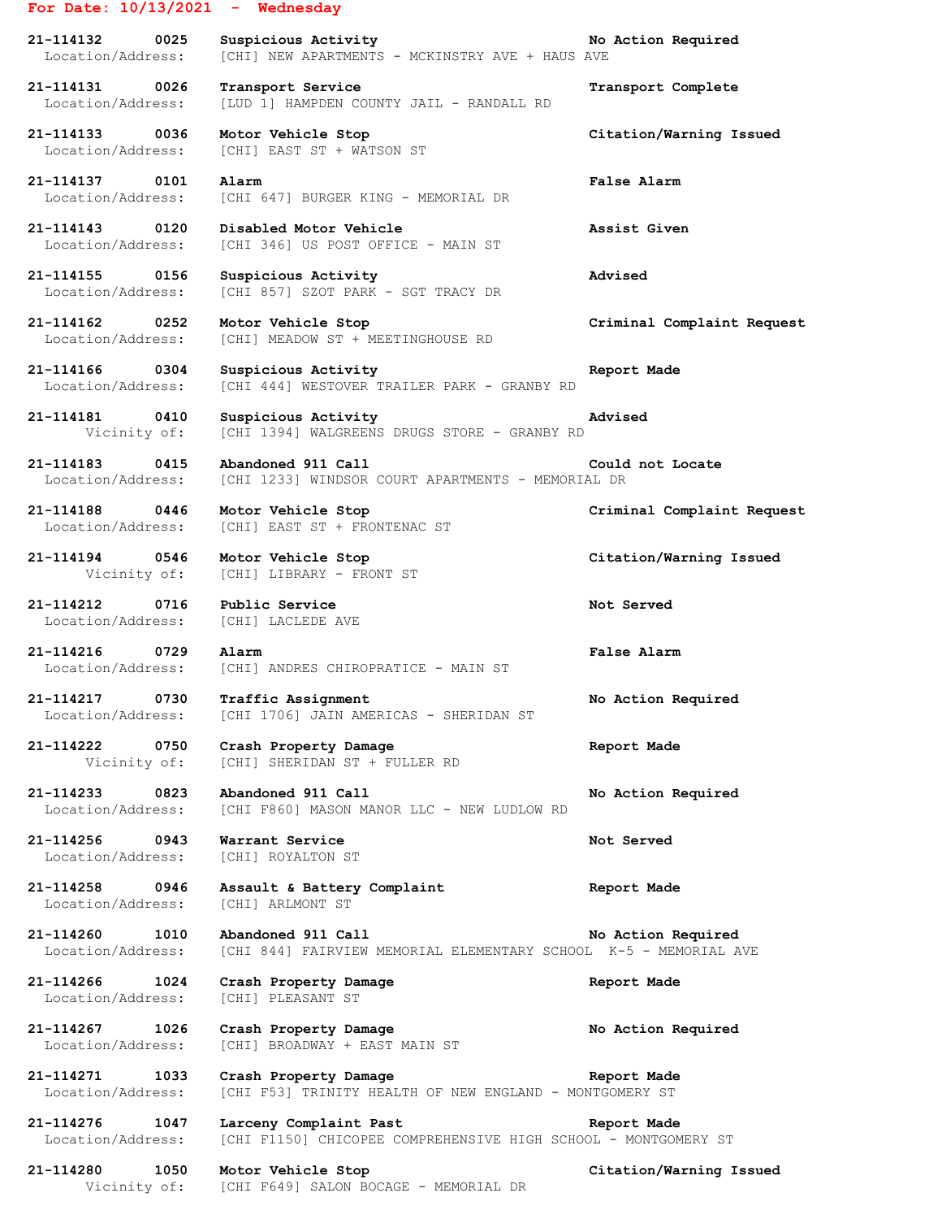**For Date: 10/13/2021 - Wednesday**

**21-114132 0025 Suspicious Activity** **No Action Required**
Location/Address: [CHI] NEW APARTMENTS - MCKINSTRY AVE + HAUS AVE

**21-114131 0026 Transport Service** **Transport Complete**
Location/Address: [LUD 1] HAMPDEN COUNTY JAIL - RANDALL RD

**21-114133 0036 Motor Vehicle Stop** **Citation/Warning Issued**
Location/Address: [CHI] EAST ST + WATSON ST

**21-114137 0101 Alarm** **False Alarm**
Location/Address: [CHI 647] BURGER KING - MEMORIAL DR

**21-114143 0120 Disabled Motor Vehicle** **Assist Given**
Location/Address: [CHI 346] US POST OFFICE - MAIN ST

**21-114155 0156 Suspicious Activity** **Advised**
Location/Address: [CHI 857] SZOT PARK - SGT TRACY DR

**21-114162 0252 Motor Vehicle Stop** **Criminal Complaint Request**
Location/Address: [CHI] MEADOW ST + MEETINGHOUSE RD

**21-114166 0304 Suspicious Activity** **Report Made**
Location/Address: [CHI 444] WESTOVER TRAILER PARK - GRANBY RD

**21-114181 0410 Suspicious Activity** **Advised**
Vicinity of: [CHI 1394] WALGREENS DRUGS STORE - GRANBY RD

**21-114183 0415 Abandoned 911 Call** **Could not Locate**
Location/Address: [CHI 1233] WINDSOR COURT APARTMENTS - MEMORIAL DR

**21-114188 0446 Motor Vehicle Stop** **Criminal Complaint Request**
Location/Address: [CHI] EAST ST + FRONTENAC ST

**21-114194 0546 Motor Vehicle Stop** **Citation/Warning Issued**
Vicinity of: [CHI] LIBRARY - FRONT ST

**21-114212 0716 Public Service** **Not Served**
Location/Address: [CHI] LACLEDE AVE

**21-114216 0729 Alarm** **False Alarm**
Location/Address: [CHI] ANDRES CHIROPRATICE - MAIN ST

**21-114217 0730 Traffic Assignment** **No Action Required**
Location/Address: [CHI 1706] JAIN AMERICAS - SHERIDAN ST

**21-114222 0750 Crash Property Damage** **Report Made**
Vicinity of: [CHI] SHERIDAN ST + FULLER RD

**21-114233 0823 Abandoned 911 Call** **No Action Required**
Location/Address: [CHI F860] MASON MANOR LLC - NEW LUDLOW RD

**21-114256 0943 Warrant Service** **Not Served**
Location/Address: [CHI] ROYALTON ST

**21-114258 0946 Assault & Battery Complaint** **Report Made**
Location/Address: [CHI] ARLMONT ST

**21-114260 1010 Abandoned 911 Call** **No Action Required**
Location/Address: [CHI 844] FAIRVIEW MEMORIAL ELEMENTARY SCHOOL K-5 - MEMORIAL AVE

**21-114266 1024 Crash Property Damage** **Report Made**
Location/Address: [CHI] PLEASANT ST

**21-114267 1026 Crash Property Damage** **No Action Required**
Location/Address: [CHI] BROADWAY + EAST MAIN ST

**21-114271 1033 Crash Property Damage** **Report Made**
Location/Address: [CHI F53] TRINITY HEALTH OF NEW ENGLAND - MONTGOMERY ST

**21-114276 1047 Larceny Complaint Past** **Report Made**
Location/Address: [CHI F1150] CHICOPEE COMPREHENSIVE HIGH SCHOOL - MONTGOMERY ST

**21-114280 1050 Motor Vehicle Stop** **Citation/Warning Issued**
Vicinity of: [CHI F649] SALON BOCAGE - MEMORIAL DR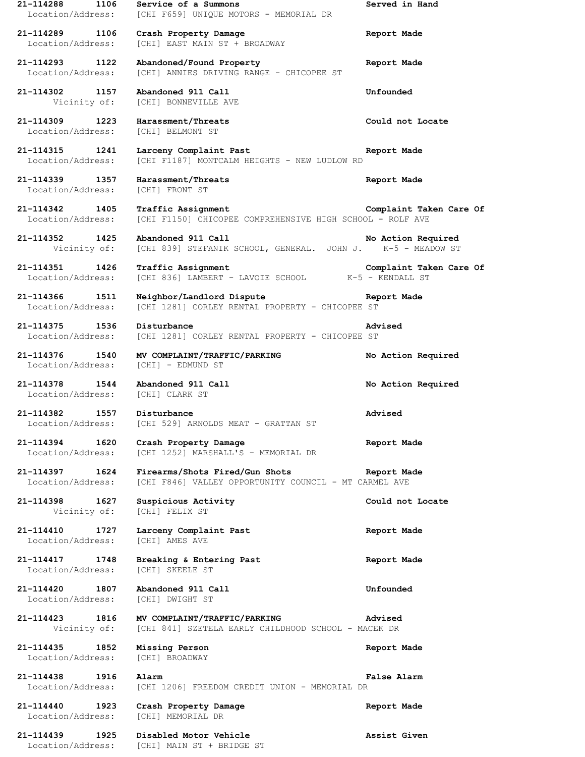**21-114288 1106 Service of a Summons** **Served in Hand**
Location/Address: [CHI F659] UNIQUE MOTORS - MEMORIAL DR

**21-114289 1106 Crash Property Damage** **Report Made**
Location/Address: [CHI] EAST MAIN ST + BROADWAY

**21-114293 1122 Abandoned/Found Property** **Report Made**
Location/Address: [CHI] ANNIES DRIVING RANGE - CHICOPEE ST

**21-114302 1157 Abandoned 911 Call** **Unfounded**
Vicinity of: [CHI] BONNEVILLE AVE

**21-114309 1223 Harassment/Threats** **Could not Locate**
Location/Address: [CHI] BELMONT ST

**21-114315 1241 Larceny Complaint Past** **Report Made**
Location/Address: [CHI F1187] MONTCALM HEIGHTS - NEW LUDLOW RD

**21-114339 1357 Harassment/Threats** **Report Made**
Location/Address: [CHI] FRONT ST

**21-114342 1405 Traffic Assignment** **Complaint Taken Care Of**
Location/Address: [CHI F1150] CHICOPEE COMPREHENSIVE HIGH SCHOOL - ROLF AVE

**21-114352 1425 Abandoned 911 Call** **No Action Required**
Vicinity of: [CHI 839] STEFANIK SCHOOL, GENERAL. JOHN J. K-5 - MEADOW ST

**21-114351 1426 Traffic Assignment** **Complaint Taken Care Of**
Location/Address: [CHI 836] LAMBERT - LAVOIE SCHOOL K-5 - KENDALL ST

**21-114366 1511 Neighbor/Landlord Dispute** **Report Made**
Location/Address: [CHI 1281] CORLEY RENTAL PROPERTY - CHICOPEE ST

**21-114375 1536 Disturbance** **Advised**
Location/Address: [CHI 1281] CORLEY RENTAL PROPERTY - CHICOPEE ST

**21-114376 1540 MV COMPLAINT/TRAFFIC/PARKING** **No Action Required**
Location/Address: [CHI] - EDMUND ST

**21-114378 1544 Abandoned 911 Call** **No Action Required**
Location/Address: [CHI] CLARK ST

**21-114382 1557 Disturbance** **Advised**
Location/Address: [CHI 529] ARNOLDS MEAT - GRATTAN ST

**21-114394 1620 Crash Property Damage** **Report Made**
Location/Address: [CHI 1252] MARSHALL'S - MEMORIAL DR

**21-114397 1624 Firearms/Shots Fired/Gun Shots** **Report Made**
Location/Address: [CHI F846] VALLEY OPPORTUNITY COUNCIL - MT CARMEL AVE

**21-114398 1627 Suspicious Activity** **Could not Locate**
Vicinity of: [CHI] FELIX ST

**21-114410 1727 Larceny Complaint Past** **Report Made**
Location/Address: [CHI] AMES AVE

**21-114417 1748 Breaking & Entering Past** **Report Made**
Location/Address: [CHI] SKEELE ST

**21-114420 1807 Abandoned 911 Call** **Unfounded**
Location/Address: [CHI] DWIGHT ST

**21-114423 1816 MV COMPLAINT/TRAFFIC/PARKING** **Advised**
Vicinity of: [CHI 841] SZETELA EARLY CHILDHOOD SCHOOL - MACEK DR

**21-114435 1852 Missing Person** **Report Made**
Location/Address: [CHI] BROADWAY

**21-114438 1916 Alarm** **False Alarm**
Location/Address: [CHI 1206] FREEDOM CREDIT UNION - MEMORIAL DR

**21-114440 1923 Crash Property Damage** **Report Made**
Location/Address: [CHI] MEMORIAL DR

**21-114439 1925 Disabled Motor Vehicle** **Assist Given**
Location/Address: [CHI] MAIN ST + BRIDGE ST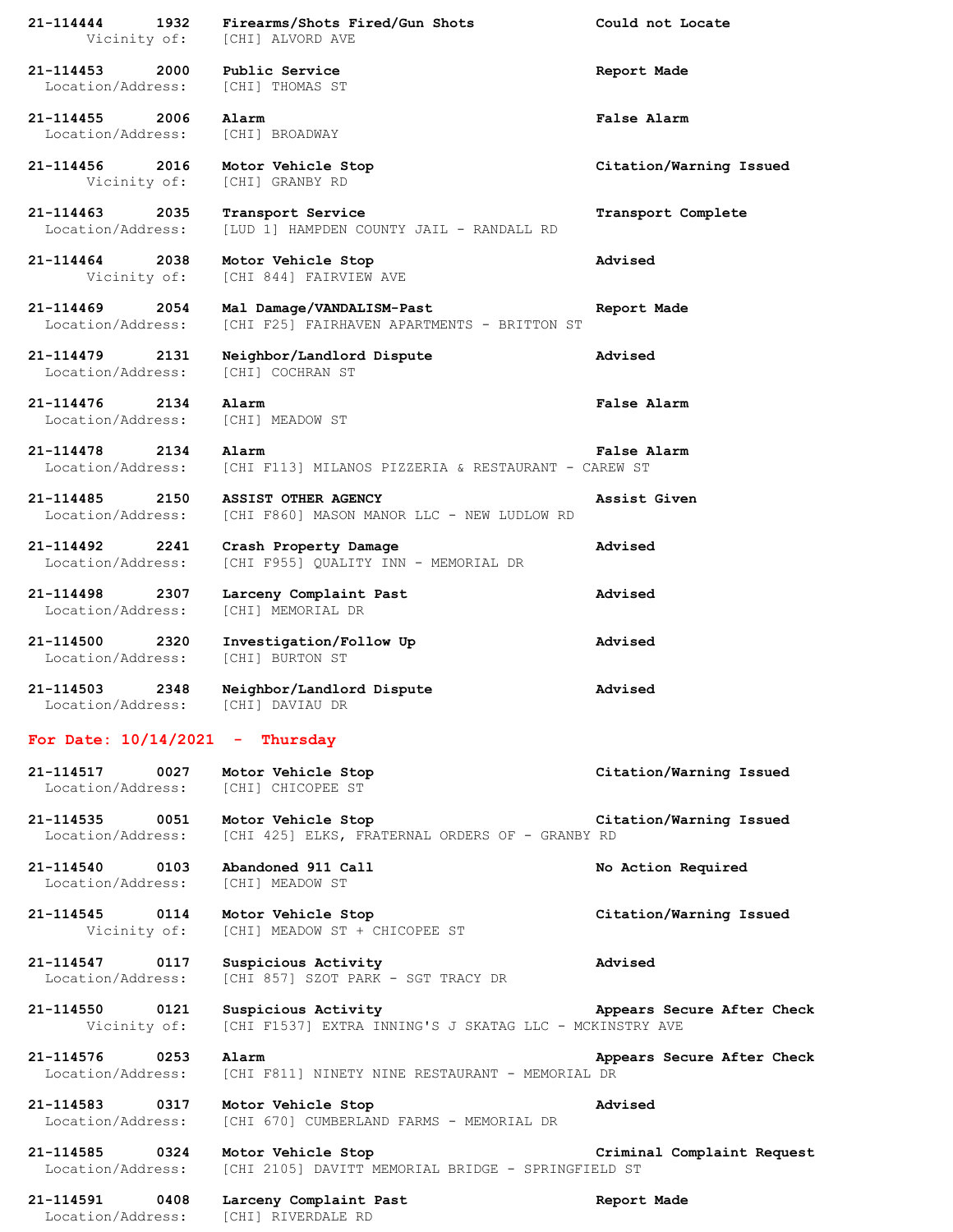**21-114444 1932 Firearms/Shots Fired/Gun Shots** **Could not Locate**
Vicinity of: [CHI] ALVORD AVE

**21-114453 2000 Public Service** **Report Made**
Location/Address: [CHI] THOMAS ST

**21-114455 2006 Alarm** **False Alarm**
Location/Address: [CHI] BROADWAY

**21-114456 2016 Motor Vehicle Stop** **Citation/Warning Issued**
Vicinity of: [CHI] GRANBY RD

**21-114463 2035 Transport Service** **Transport Complete**
Location/Address: [LUD 1] HAMPDEN COUNTY JAIL - RANDALL RD

**21-114464 2038 Motor Vehicle Stop** **Advised**
Vicinity of: [CHI 844] FAIRVIEW AVE

**21-114469 2054 Mal Damage/VANDALISM-Past** **Report Made**
Location/Address: [CHI F25] FAIRHAVEN APARTMENTS - BRITTON ST

**21-114479 2131 Neighbor/Landlord Dispute** **Advised**
Location/Address: [CHI] COCHRAN ST

**21-114476 2134 Alarm** **False Alarm**
Location/Address: [CHI] MEADOW ST

**21-114478 2134 Alarm** **False Alarm**
Location/Address: [CHI F113] MILANOS PIZZERIA & RESTAURANT - CAREW ST

**21-114485 2150 ASSIST OTHER AGENCY** **Assist Given**
Location/Address: [CHI F860] MASON MANOR LLC - NEW LUDLOW RD

**21-114492 2241 Crash Property Damage** **Advised**
Location/Address: [CHI F955] QUALITY INN - MEMORIAL DR

**21-114498 2307 Larceny Complaint Past** **Advised**
Location/Address: [CHI] MEMORIAL DR

**21-114500 2320 Investigation/Follow Up** **Advised**
Location/Address: [CHI] BURTON ST

**21-114503 2348 Neighbor/Landlord Dispute** **Advised**
Location/Address: [CHI] DAVIAU DR

## For Date: 10/14/2021 - Thursday

**21-114517 0027 Motor Vehicle Stop** **Citation/Warning Issued**
Location/Address: [CHI] CHICOPEE ST

**21-114535 0051 Motor Vehicle Stop** **Citation/Warning Issued**
Location/Address: [CHI 425] ELKS, FRATERNAL ORDERS OF - GRANBY RD

**21-114540 0103 Abandoned 911 Call** **No Action Required**
Location/Address: [CHI] MEADOW ST

**21-114545 0114 Motor Vehicle Stop** **Citation/Warning Issued**
Vicinity of: [CHI] MEADOW ST + CHICOPEE ST

**21-114547 0117 Suspicious Activity** **Advised**
Location/Address: [CHI 857] SZOT PARK - SGT TRACY DR

**21-114550 0121 Suspicious Activity** **Appears Secure After Check**
Vicinity of: [CHI F1537] EXTRA INNING'S J SKATAG LLC - MCKINSTRY AVE

**21-114576 0253 Alarm** **Appears Secure After Check**
Location/Address: [CHI F811] NINETY NINE RESTAURANT - MEMORIAL DR

**21-114583 0317 Motor Vehicle Stop** **Advised**
Location/Address: [CHI 670] CUMBERLAND FARMS - MEMORIAL DR

**21-114585 0324 Motor Vehicle Stop** **Criminal Complaint Request**
Location/Address: [CHI 2105] DAVITT MEMORIAL BRIDGE - SPRINGFIELD ST

**21-114591 0408 Larceny Complaint Past** **Report Made**
Location/Address: [CHI] RIVERDALE RD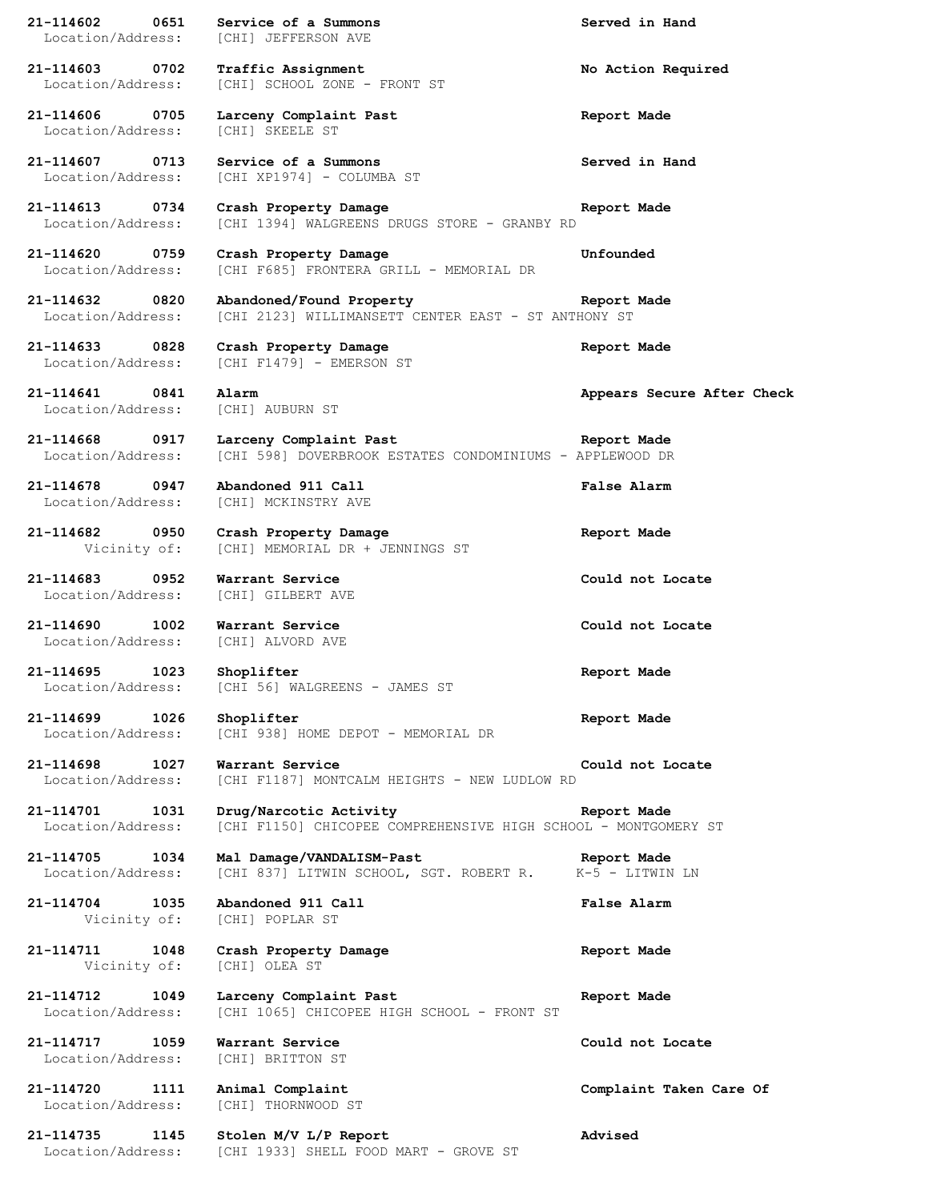**21-114602 0651 Service of a Summons** **Served in Hand**
Location/Address: [CHI] JEFFERSON AVE

**21-114603 0702 Traffic Assignment** **No Action Required**
Location/Address: [CHI] SCHOOL ZONE - FRONT ST

**21-114606 0705 Larceny Complaint Past** **Report Made**
Location/Address: [CHI] SKEELE ST

**21-114607 0713 Service of a Summons** **Served in Hand**
Location/Address: [CHI XP1974] - COLUMBA ST

**21-114613 0734 Crash Property Damage** **Report Made**
Location/Address: [CHI 1394] WALGREENS DRUGS STORE - GRANBY RD

**21-114620 0759 Crash Property Damage** **Unfounded**
Location/Address: [CHI F685] FRONTERA GRILL - MEMORIAL DR

**21-114632 0820 Abandoned/Found Property** **Report Made**
Location/Address: [CHI 2123] WILLIMANSETT CENTER EAST - ST ANTHONY ST

**21-114633 0828 Crash Property Damage** **Report Made**
Location/Address: [CHI F1479] - EMERSON ST

**21-114641 0841 Alarm** **Appears Secure After Check**
Location/Address: [CHI] AUBURN ST

**21-114668 0917 Larceny Complaint Past** **Report Made**
Location/Address: [CHI 598] DOVERBROOK ESTATES CONDOMINIUMS - APPLEWOOD DR

**21-114678 0947 Abandoned 911 Call** **False Alarm**
Location/Address: [CHI] MCKINSTRY AVE

**21-114682 0950 Crash Property Damage** **Report Made**
Vicinity of: [CHI] MEMORIAL DR + JENNINGS ST

**21-114683 0952 Warrant Service** **Could not Locate**
Location/Address: [CHI] GILBERT AVE

**21-114690 1002 Warrant Service** **Could not Locate**
Location/Address: [CHI] ALVORD AVE

**21-114695 1023 Shoplifter** **Report Made**
Location/Address: [CHI 56] WALGREENS - JAMES ST

**21-114699 1026 Shoplifter** **Report Made**
Location/Address: [CHI 938] HOME DEPOT - MEMORIAL DR

**21-114698 1027 Warrant Service** **Could not Locate**
Location/Address: [CHI F1187] MONTCALM HEIGHTS - NEW LUDLOW RD

**21-114701 1031 Drug/Narcotic Activity** **Report Made**
Location/Address: [CHI F1150] CHICOPEE COMPREHENSIVE HIGH SCHOOL - MONTGOMERY ST

**21-114705 1034 Mal Damage/VANDALISM-Past** **Report Made**
Location/Address: [CHI 837] LITWIN SCHOOL, SGT. ROBERT R. K-5 - LITWIN LN

**21-114704 1035 Abandoned 911 Call** **False Alarm**
Vicinity of: [CHI] POPLAR ST

**21-114711 1048 Crash Property Damage** **Report Made**
Vicinity of: [CHI] OLEA ST

**21-114712 1049 Larceny Complaint Past** **Report Made**
Location/Address: [CHI 1065] CHICOPEE HIGH SCHOOL - FRONT ST

**21-114717 1059 Warrant Service** **Could not Locate**
Location/Address: [CHI] BRITTON ST

**21-114720 1111 Animal Complaint** **Complaint Taken Care Of**
Location/Address: [CHI] THORNWOOD ST

**21-114735 1145 Stolen M/V L/P Report** **Advised**
Location/Address: [CHI 1933] SHELL FOOD MART - GROVE ST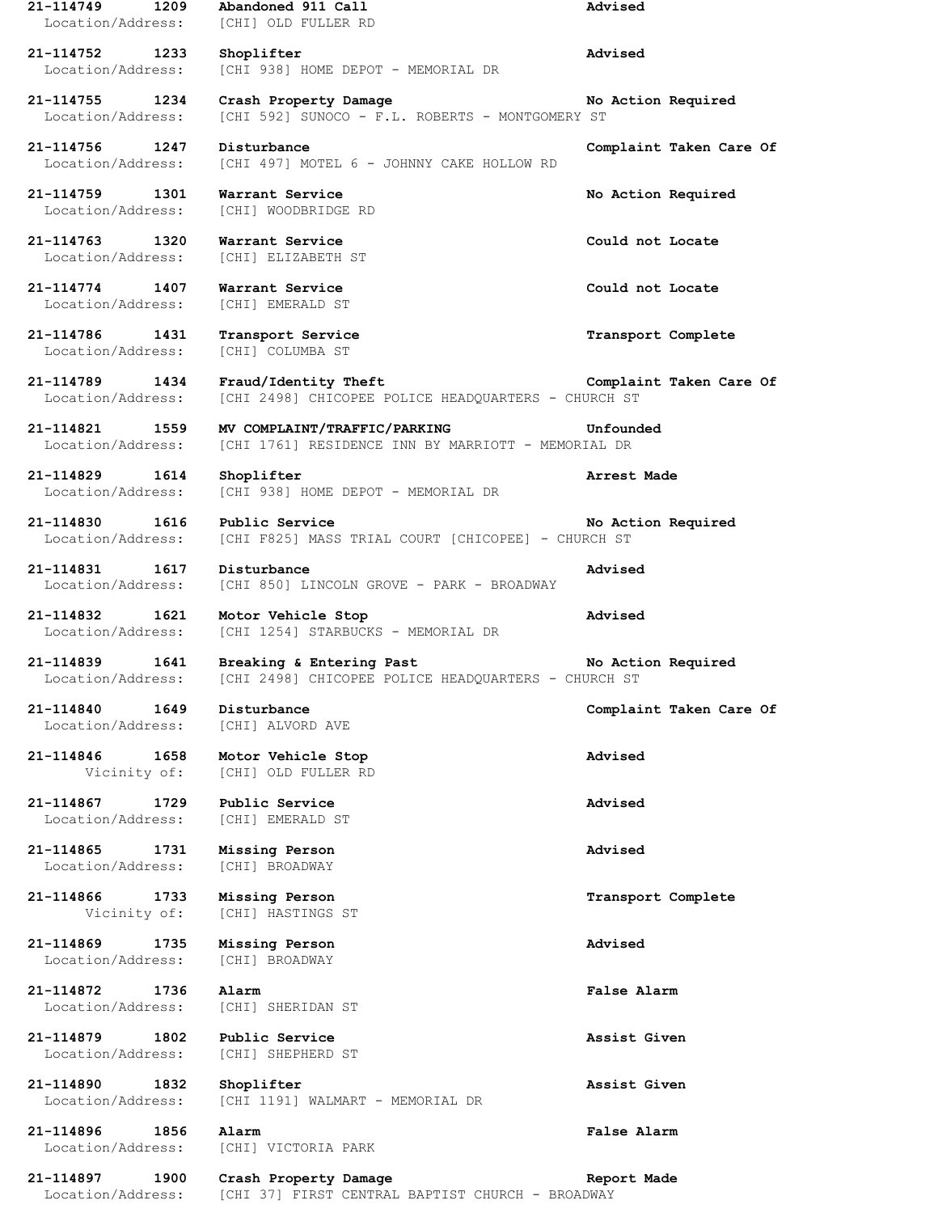**21-114749 1209 Abandoned 911 Call Advised**
Location/Address: [CHI] OLD FULLER RD

**21-114752 1233 Shoplifter Advised**
Location/Address: [CHI 938] HOME DEPOT - MEMORIAL DR

**21-114755 1234 Crash Property Damage No Action Required**
Location/Address: [CHI 592] SUNOCO - F.L. ROBERTS - MONTGOMERY ST

**21-114756 1247 Disturbance Complaint Taken Care Of**
Location/Address: [CHI 497] MOTEL 6 - JOHNNY CAKE HOLLOW RD

**21-114759 1301 Warrant Service No Action Required**
Location/Address: [CHI] WOODBRIDGE RD

**21-114763 1320 Warrant Service Could not Locate**
Location/Address: [CHI] ELIZABETH ST

**21-114774 1407 Warrant Service Could not Locate**
Location/Address: [CHI] EMERALD ST

**21-114786 1431 Transport Service Transport Complete**
Location/Address: [CHI] COLUMBA ST

**21-114789 1434 Fraud/Identity Theft Complaint Taken Care Of**
Location/Address: [CHI 2498] CHICOPEE POLICE HEADQUARTERS - CHURCH ST

**21-114821 1559 MV COMPLAINT/TRAFFIC/PARKING Unfounded**
Location/Address: [CHI 1761] RESIDENCE INN BY MARRIOTT - MEMORIAL DR

**21-114829 1614 Shoplifter Arrest Made**
Location/Address: [CHI 938] HOME DEPOT - MEMORIAL DR

**21-114830 1616 Public Service No Action Required**
Location/Address: [CHI F825] MASS TRIAL COURT [CHICOPEE] - CHURCH ST

**21-114831 1617 Disturbance Advised**
Location/Address: [CHI 850] LINCOLN GROVE - PARK - BROADWAY

**21-114832 1621 Motor Vehicle Stop Advised**
Location/Address: [CHI 1254] STARBUCKS - MEMORIAL DR

**21-114839 1641 Breaking & Entering Past No Action Required**
Location/Address: [CHI 2498] CHICOPEE POLICE HEADQUARTERS - CHURCH ST

**21-114840 1649 Disturbance Complaint Taken Care Of**
Location/Address: [CHI] ALVORD AVE

**21-114846 1658 Motor Vehicle Stop Advised**
Vicinity of: [CHI] OLD FULLER RD

**21-114867 1729 Public Service Advised**
Location/Address: [CHI] EMERALD ST

**21-114865 1731 Missing Person Advised**
Location/Address: [CHI] BROADWAY

**21-114866 1733 Missing Person Transport Complete**
Vicinity of: [CHI] HASTINGS ST

**21-114869 1735 Missing Person Advised**
Location/Address: [CHI] BROADWAY

**21-114872 1736 Alarm False Alarm**
Location/Address: [CHI] SHERIDAN ST

**21-114879 1802 Public Service Assist Given**
Location/Address: [CHI] SHEPHERD ST

**21-114890 1832 Shoplifter Assist Given**
Location/Address: [CHI 1191] WALMART - MEMORIAL DR

**21-114896 1856 Alarm False Alarm**
Location/Address: [CHI] VICTORIA PARK

**21-114897 1900 Crash Property Damage Report Made**
Location/Address: [CHI 37] FIRST CENTRAL BAPTIST CHURCH - BROADWAY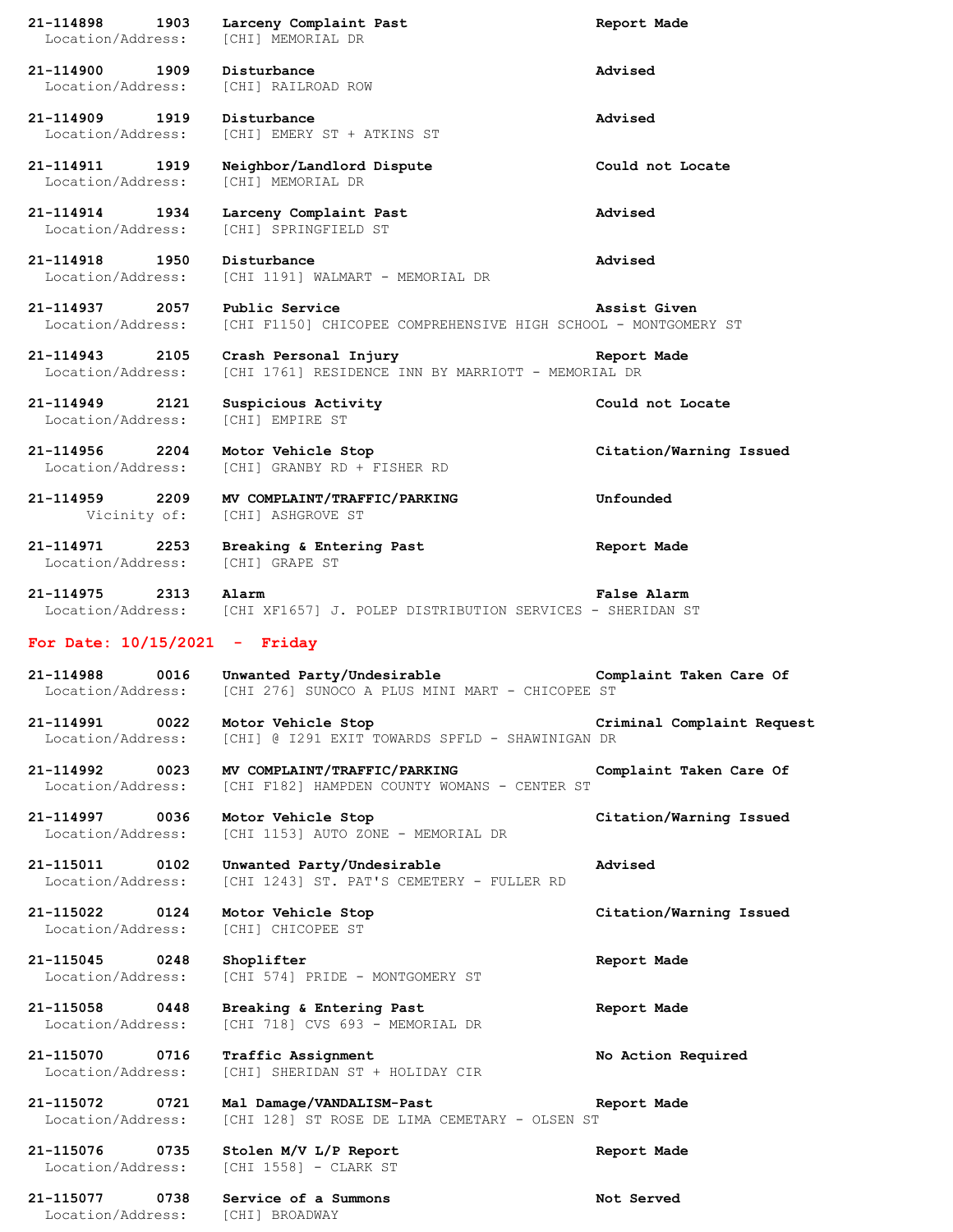**21-114898 1903 Larceny Complaint Past Report Made**
Location/Address: [CHI] MEMORIAL DR

**21-114900 1909 Disturbance Advised**
Location/Address: [CHI] RAILROAD ROW

**21-114909 1919 Disturbance Advised**
Location/Address: [CHI] EMERY ST + ATKINS ST

**21-114911 1919 Neighbor/Landlord Dispute Could not Locate**
Location/Address: [CHI] MEMORIAL DR

**21-114914 1934 Larceny Complaint Past Advised**
Location/Address: [CHI] SPRINGFIELD ST

**21-114918 1950 Disturbance Advised**
Location/Address: [CHI 1191] WALMART - MEMORIAL DR

**21-114937 2057 Public Service Assist Given**
Location/Address: [CHI F1150] CHICOPEE COMPREHENSIVE HIGH SCHOOL - MONTGOMERY ST

**21-114943 2105 Crash Personal Injury Report Made**
Location/Address: [CHI 1761] RESIDENCE INN BY MARRIOTT - MEMORIAL DR

**21-114949 2121 Suspicious Activity Could not Locate**
Location/Address: [CHI] EMPIRE ST

**21-114956 2204 Motor Vehicle Stop Citation/Warning Issued**
Location/Address: [CHI] GRANBY RD + FISHER RD

**21-114959 2209 MV COMPLAINT/TRAFFIC/PARKING Unfounded**
Vicinity of: [CHI] ASHGROVE ST

**21-114971 2253 Breaking & Entering Past Report Made**
Location/Address: [CHI] GRAPE ST

**21-114975 2313 Alarm False Alarm**
Location/Address: [CHI XF1657] J. POLEP DISTRIBUTION SERVICES - SHERIDAN ST

## For Date: 10/15/2021 - Friday

**21-114988 0016 Unwanted Party/Undesirable Complaint Taken Care Of**
Location/Address: [CHI 276] SUNOCO A PLUS MINI MART - CHICOPEE ST

**21-114991 0022 Motor Vehicle Stop Criminal Complaint Request**
Location/Address: [CHI] @ I291 EXIT TOWARDS SPFLD - SHAWINIGAN DR

**21-114992 0023 MV COMPLAINT/TRAFFIC/PARKING Complaint Taken Care Of**
Location/Address: [CHI F182] HAMPDEN COUNTY WOMANS - CENTER ST

**21-114997 0036 Motor Vehicle Stop Citation/Warning Issued**
Location/Address: [CHI 1153] AUTO ZONE - MEMORIAL DR

**21-115011 0102 Unwanted Party/Undesirable Advised**
Location/Address: [CHI 1243] ST. PAT'S CEMETERY - FULLER RD

**21-115022 0124 Motor Vehicle Stop Citation/Warning Issued**
Location/Address: [CHI] CHICOPEE ST

**21-115045 0248 Shoplifter Report Made**
Location/Address: [CHI 574] PRIDE - MONTGOMERY ST

**21-115058 0448 Breaking & Entering Past Report Made**
Location/Address: [CHI 718] CVS 693 - MEMORIAL DR

**21-115070 0716 Traffic Assignment No Action Required**
Location/Address: [CHI] SHERIDAN ST + HOLIDAY CIR

**21-115072 0721 Mal Damage/VANDALISM-Past Report Made**
Location/Address: [CHI 128] ST ROSE DE LIMA CEMETARY - OLSEN ST

**21-115076 0735 Stolen M/V L/P Report Report Made**
Location/Address: [CHI 1558] - CLARK ST

**21-115077 0738 Service of a Summons Not Served**
Location/Address: [CHI] BROADWAY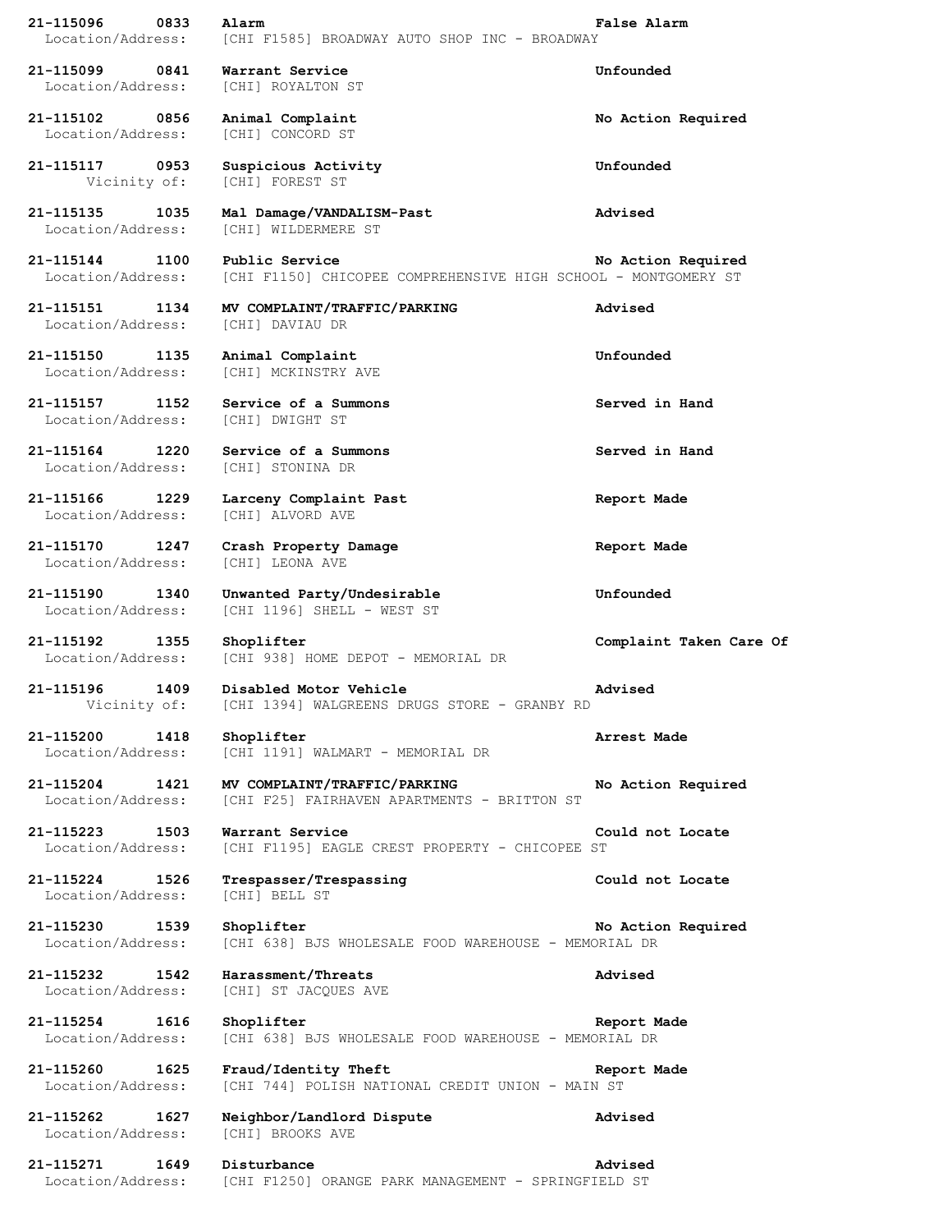**21-115096 0833 Alarm False Alarm**
Location/Address: [CHI F1585] BROADWAY AUTO SHOP INC - BROADWAY

**21-115099 0841 Warrant Service Unfounded**
Location/Address: [CHI] ROYALTON ST

**21-115102 0856 Animal Complaint No Action Required**
Location/Address: [CHI] CONCORD ST

**21-115117 0953 Suspicious Activity Unfounded**
Vicinity of: [CHI] FOREST ST

**21-115135 1035 Mal Damage/VANDALISM-Past Advised**
Location/Address: [CHI] WILDERMERE ST

**21-115144 1100 Public Service No Action Required**
Location/Address: [CHI F1150] CHICOPEE COMPREHENSIVE HIGH SCHOOL - MONTGOMERY ST

**21-115151 1134 MV COMPLAINT/TRAFFIC/PARKING Advised**
Location/Address: [CHI] DAVIAU DR

**21-115150 1135 Animal Complaint Unfounded**
Location/Address: [CHI] MCKINSTRY AVE

**21-115157 1152 Service of a Summons Served in Hand**
Location/Address: [CHI] DWIGHT ST

**21-115164 1220 Service of a Summons Served in Hand**
Location/Address: [CHI] STONINA DR

**21-115166 1229 Larceny Complaint Past Report Made**
Location/Address: [CHI] ALVORD AVE

**21-115170 1247 Crash Property Damage Report Made**
Location/Address: [CHI] LEONA AVE

**21-115190 1340 Unwanted Party/Undesirable Unfounded**
Location/Address: [CHI 1196] SHELL - WEST ST

**21-115192 1355 Shoplifter Complaint Taken Care Of**
Location/Address: [CHI 938] HOME DEPOT - MEMORIAL DR

**21-115196 1409 Disabled Motor Vehicle Advised**
Vicinity of: [CHI 1394] WALGREENS DRUGS STORE - GRANBY RD

**21-115200 1418 Shoplifter Arrest Made**
Location/Address: [CHI 1191] WALMART - MEMORIAL DR

**21-115204 1421 MV COMPLAINT/TRAFFIC/PARKING No Action Required**
Location/Address: [CHI F25] FAIRHAVEN APARTMENTS - BRITTON ST

**21-115223 1503 Warrant Service Could not Locate**
Location/Address: [CHI F1195] EAGLE CREST PROPERTY - CHICOPEE ST

**21-115224 1526 Trespasser/Trespassing Could not Locate**
Location/Address: [CHI] BELL ST

**21-115230 1539 Shoplifter No Action Required**
Location/Address: [CHI 638] BJS WHOLESALE FOOD WAREHOUSE - MEMORIAL DR

**21-115232 1542 Harassment/Threats Advised**
Location/Address: [CHI] ST JACQUES AVE

**21-115254 1616 Shoplifter Report Made**
Location/Address: [CHI 638] BJS WHOLESALE FOOD WAREHOUSE - MEMORIAL DR

**21-115260 1625 Fraud/Identity Theft Report Made**
Location/Address: [CHI 744] POLISH NATIONAL CREDIT UNION - MAIN ST

**21-115262 1627 Neighbor/Landlord Dispute Advised**
Location/Address: [CHI] BROOKS AVE

**21-115271 1649 Disturbance Advised**
Location/Address: [CHI F1250] ORANGE PARK MANAGEMENT - SPRINGFIELD ST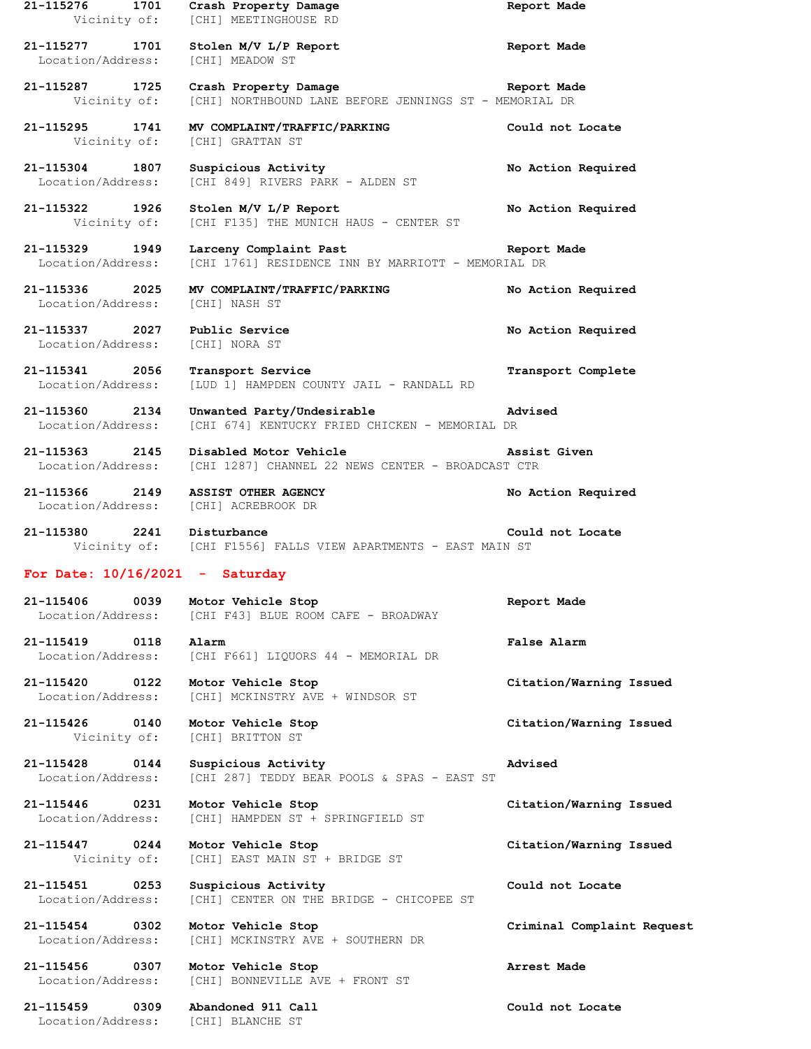**21-115276 1701 Crash Property Damage** **Report Made**
Vicinity of: [CHI] MEETINGHOUSE RD

**21-115277 1701 Stolen M/V L/P Report** **Report Made**
Location/Address: [CHI] MEADOW ST

**21-115287 1725 Crash Property Damage** **Report Made**
Vicinity of: [CHI] NORTHBOUND LANE BEFORE JENNINGS ST - MEMORIAL DR

**21-115295 1741 MV COMPLAINT/TRAFFIC/PARKING** **Could not Locate**
Vicinity of: [CHI] GRATTAN ST

**21-115304 1807 Suspicious Activity** **No Action Required**
Location/Address: [CHI 849] RIVERS PARK - ALDEN ST

**21-115322 1926 Stolen M/V L/P Report** **No Action Required**
Vicinity of: [CHI F135] THE MUNICH HAUS - CENTER ST

**21-115329 1949 Larceny Complaint Past** **Report Made**
Location/Address: [CHI 1761] RESIDENCE INN BY MARRIOTT - MEMORIAL DR

**21-115336 2025 MV COMPLAINT/TRAFFIC/PARKING** **No Action Required**
Location/Address: [CHI] NASH ST

**21-115337 2027 Public Service** **No Action Required**
Location/Address: [CHI] NORA ST

**21-115341 2056 Transport Service** **Transport Complete**
Location/Address: [LUD 1] HAMPDEN COUNTY JAIL - RANDALL RD

**21-115360 2134 Unwanted Party/Undesirable** **Advised**
Location/Address: [CHI 674] KENTUCKY FRIED CHICKEN - MEMORIAL DR

**21-115363 2145 Disabled Motor Vehicle** **Assist Given**
Location/Address: [CHI 1287] CHANNEL 22 NEWS CENTER - BROADCAST CTR

**21-115366 2149 ASSIST OTHER AGENCY** **No Action Required**
Location/Address: [CHI] ACREBROOK DR

**21-115380 2241 Disturbance** **Could not Locate**
Vicinity of: [CHI F1556] FALLS VIEW APARTMENTS - EAST MAIN ST

## For Date: 10/16/2021 - Saturday

**21-115406 0039 Motor Vehicle Stop** **Report Made**
Location/Address: [CHI F43] BLUE ROOM CAFE - BROADWAY

**21-115419 0118 Alarm** **False Alarm**
Location/Address: [CHI F661] LIQUORS 44 - MEMORIAL DR

**21-115420 0122 Motor Vehicle Stop** **Citation/Warning Issued**
Location/Address: [CHI] MCKINSTRY AVE + WINDSOR ST

**21-115426 0140 Motor Vehicle Stop** **Citation/Warning Issued**
Vicinity of: [CHI] BRITTON ST

**21-115428 0144 Suspicious Activity** **Advised**
Location/Address: [CHI 287] TEDDY BEAR POOLS & SPAS - EAST ST

**21-115446 0231 Motor Vehicle Stop** **Citation/Warning Issued**
Location/Address: [CHI] HAMPDEN ST + SPRINGFIELD ST

**21-115447 0244 Motor Vehicle Stop** **Citation/Warning Issued**
Vicinity of: [CHI] EAST MAIN ST + BRIDGE ST

**21-115451 0253 Suspicious Activity** **Could not Locate**
Location/Address: [CHI] CENTER ON THE BRIDGE - CHICOPEE ST

**21-115454 0302 Motor Vehicle Stop** **Criminal Complaint Request**
Location/Address: [CHI] MCKINSTRY AVE + SOUTHERN DR

**21-115456 0307 Motor Vehicle Stop** **Arrest Made**
Location/Address: [CHI] BONNEVILLE AVE + FRONT ST

**21-115459 0309 Abandoned 911 Call** **Could not Locate**
Location/Address: [CHI] BLANCHE ST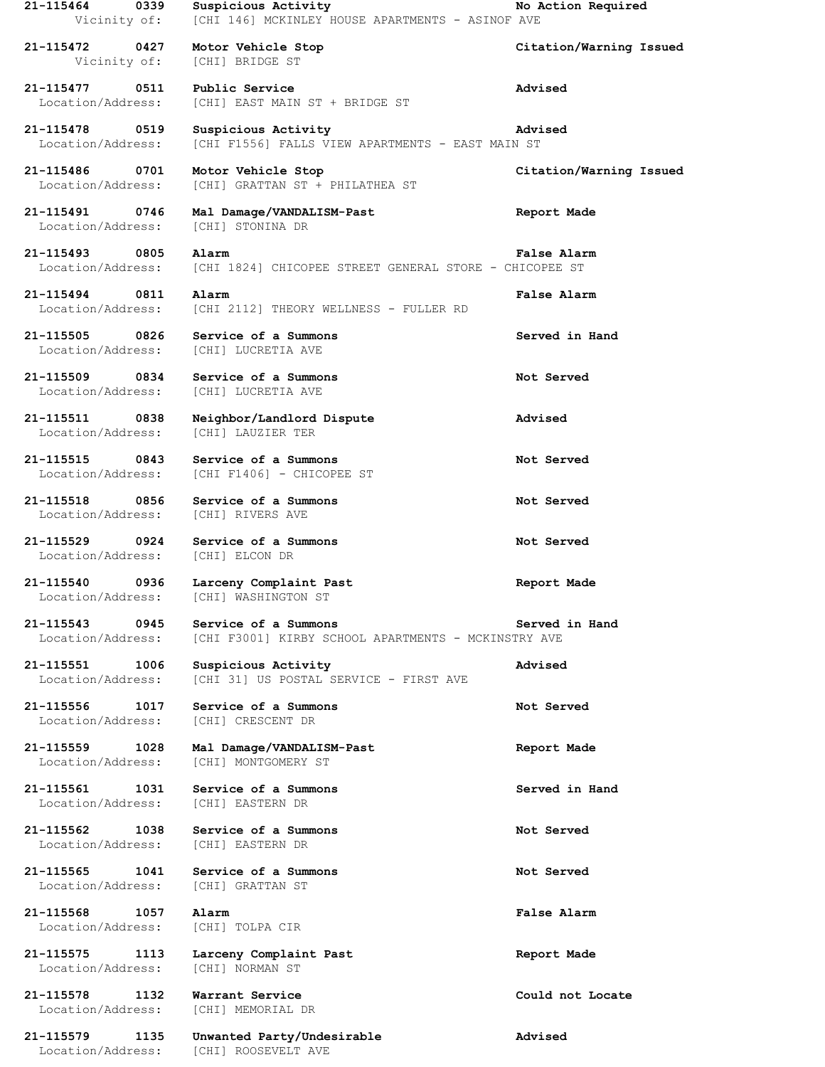**21-115464 0339 Suspicious Activity No Action Required**
Vicinity of: [CHI 146] MCKINLEY HOUSE APARTMENTS - ASINOF AVE

**21-115472 0427 Motor Vehicle Stop Citation/Warning Issued**
Vicinity of: [CHI] BRIDGE ST

**21-115477 0511 Public Service Advised**
Location/Address: [CHI] EAST MAIN ST + BRIDGE ST

**21-115478 0519 Suspicious Activity Advised**
Location/Address: [CHI F1556] FALLS VIEW APARTMENTS - EAST MAIN ST

**21-115486 0701 Motor Vehicle Stop Citation/Warning Issued**
Location/Address: [CHI] GRATTAN ST + PHILATHEA ST

**21-115491 0746 Mal Damage/VANDALISM-Past Report Made**
Location/Address: [CHI] STONINA DR

**21-115493 0805 Alarm False Alarm**
Location/Address: [CHI 1824] CHICOPEE STREET GENERAL STORE - CHICOPEE ST

**21-115494 0811 Alarm False Alarm**
Location/Address: [CHI 2112] THEORY WELLNESS - FULLER RD

**21-115505 0826 Service of a Summons Served in Hand**
Location/Address: [CHI] LUCRETIA AVE

**21-115509 0834 Service of a Summons Not Served**
Location/Address: [CHI] LUCRETIA AVE

**21-115511 0838 Neighbor/Landlord Dispute Advised**
Location/Address: [CHI] LAUZIER TER

**21-115515 0843 Service of a Summons Not Served**
Location/Address: [CHI F1406] - CHICOPEE ST

**21-115518 0856 Service of a Summons Not Served**
Location/Address: [CHI] RIVERS AVE

**21-115529 0924 Service of a Summons Not Served**
Location/Address: [CHI] ELCON DR

**21-115540 0936 Larceny Complaint Past Report Made**
Location/Address: [CHI] WASHINGTON ST

**21-115543 0945 Service of a Summons Served in Hand**
Location/Address: [CHI F3001] KIRBY SCHOOL APARTMENTS - MCKINSTRY AVE

**21-115551 1006 Suspicious Activity Advised**
Location/Address: [CHI 31] US POSTAL SERVICE - FIRST AVE

**21-115556 1017 Service of a Summons Not Served**
Location/Address: [CHI] CRESCENT DR

**21-115559 1028 Mal Damage/VANDALISM-Past Report Made**
Location/Address: [CHI] MONTGOMERY ST

**21-115561 1031 Service of a Summons Served in Hand**
Location/Address: [CHI] EASTERN DR

**21-115562 1038 Service of a Summons Not Served**
Location/Address: [CHI] EASTERN DR

**21-115565 1041 Service of a Summons Not Served**
Location/Address: [CHI] GRATTAN ST

**21-115568 1057 Alarm False Alarm**
Location/Address: [CHI] TOLPA CIR

**21-115575 1113 Larceny Complaint Past Report Made**
Location/Address: [CHI] NORMAN ST

**21-115578 1132 Warrant Service Could not Locate**
Location/Address: [CHI] MEMORIAL DR

**21-115579 1135 Unwanted Party/Undesirable Advised**
Location/Address: [CHI] ROOSEVELT AVE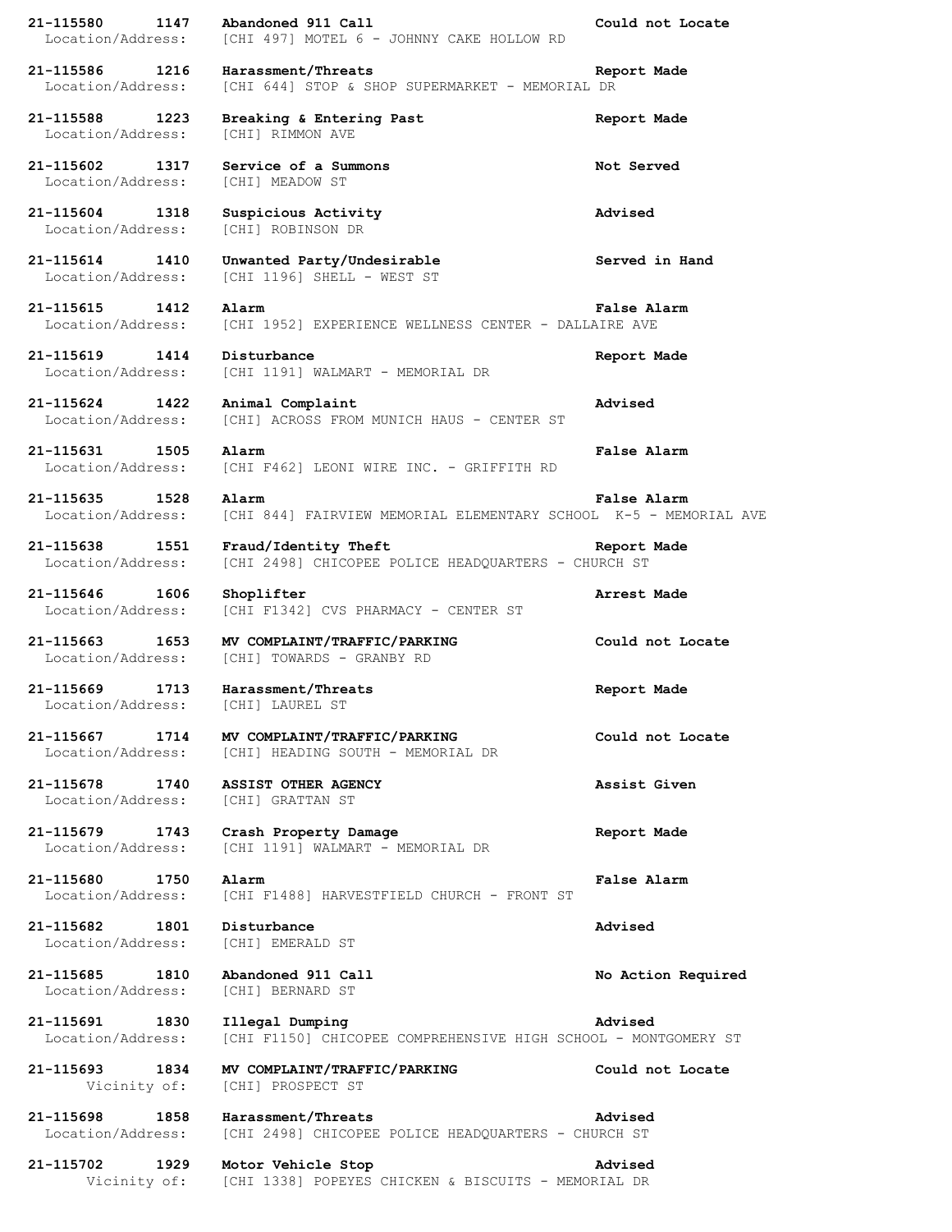**21-115580 1147 Abandoned 911 Call Could not Locate**
Location/Address: [CHI 497] MOTEL 6 - JOHNNY CAKE HOLLOW RD

**21-115586 1216 Harassment/Threats Report Made**
Location/Address: [CHI 644] STOP & SHOP SUPERMARKET - MEMORIAL DR

**21-115588 1223 Breaking & Entering Past Report Made**
Location/Address: [CHI] RIMMON AVE

**21-115602 1317 Service of a Summons Not Served**
Location/Address: [CHI] MEADOW ST

**21-115604 1318 Suspicious Activity Advised**
Location/Address: [CHI] ROBINSON DR

**21-115614 1410 Unwanted Party/Undesirable Served in Hand**
Location/Address: [CHI 1196] SHELL - WEST ST

**21-115615 1412 Alarm False Alarm**
Location/Address: [CHI 1952] EXPERIENCE WELLNESS CENTER - DALLAIRE AVE

**21-115619 1414 Disturbance Report Made**
Location/Address: [CHI 1191] WALMART - MEMORIAL DR

**21-115624 1422 Animal Complaint Advised**
Location/Address: [CHI] ACROSS FROM MUNICH HAUS - CENTER ST

**21-115631 1505 Alarm False Alarm**
Location/Address: [CHI F462] LEONI WIRE INC. - GRIFFITH RD

**21-115635 1528 Alarm False Alarm**
Location/Address: [CHI 844] FAIRVIEW MEMORIAL ELEMENTARY SCHOOL K-5 - MEMORIAL AVE

**21-115638 1551 Fraud/Identity Theft Report Made**
Location/Address: [CHI 2498] CHICOPEE POLICE HEADQUARTERS - CHURCH ST

**21-115646 1606 Shoplifter Arrest Made**
Location/Address: [CHI F1342] CVS PHARMACY - CENTER ST

**21-115663 1653 MV COMPLAINT/TRAFFIC/PARKING Could not Locate**
Location/Address: [CHI] TOWARDS - GRANBY RD

**21-115669 1713 Harassment/Threats Report Made**
Location/Address: [CHI] LAUREL ST

**21-115667 1714 MV COMPLAINT/TRAFFIC/PARKING Could not Locate**
Location/Address: [CHI] HEADING SOUTH - MEMORIAL DR

**21-115678 1740 ASSIST OTHER AGENCY Assist Given**
Location/Address: [CHI] GRATTAN ST

**21-115679 1743 Crash Property Damage Report Made**
Location/Address: [CHI 1191] WALMART - MEMORIAL DR

**21-115680 1750 Alarm False Alarm**
Location/Address: [CHI F1488] HARVESTFIELD CHURCH - FRONT ST

**21-115682 1801 Disturbance Advised**
Location/Address: [CHI] EMERALD ST

**21-115685 1810 Abandoned 911 Call No Action Required**
Location/Address: [CHI] BERNARD ST

**21-115691 1830 Illegal Dumping Advised**
Location/Address: [CHI F1150] CHICOPEE COMPREHENSIVE HIGH SCHOOL - MONTGOMERY ST

**21-115693 1834 MV COMPLAINT/TRAFFIC/PARKING Could not Locate**
Vicinity of: [CHI] PROSPECT ST

**21-115698 1858 Harassment/Threats Advised**
Location/Address: [CHI 2498] CHICOPEE POLICE HEADQUARTERS - CHURCH ST

**21-115702 1929 Motor Vehicle Stop Advised**
Vicinity of: [CHI 1338] POPEYES CHICKEN & BISCUITS - MEMORIAL DR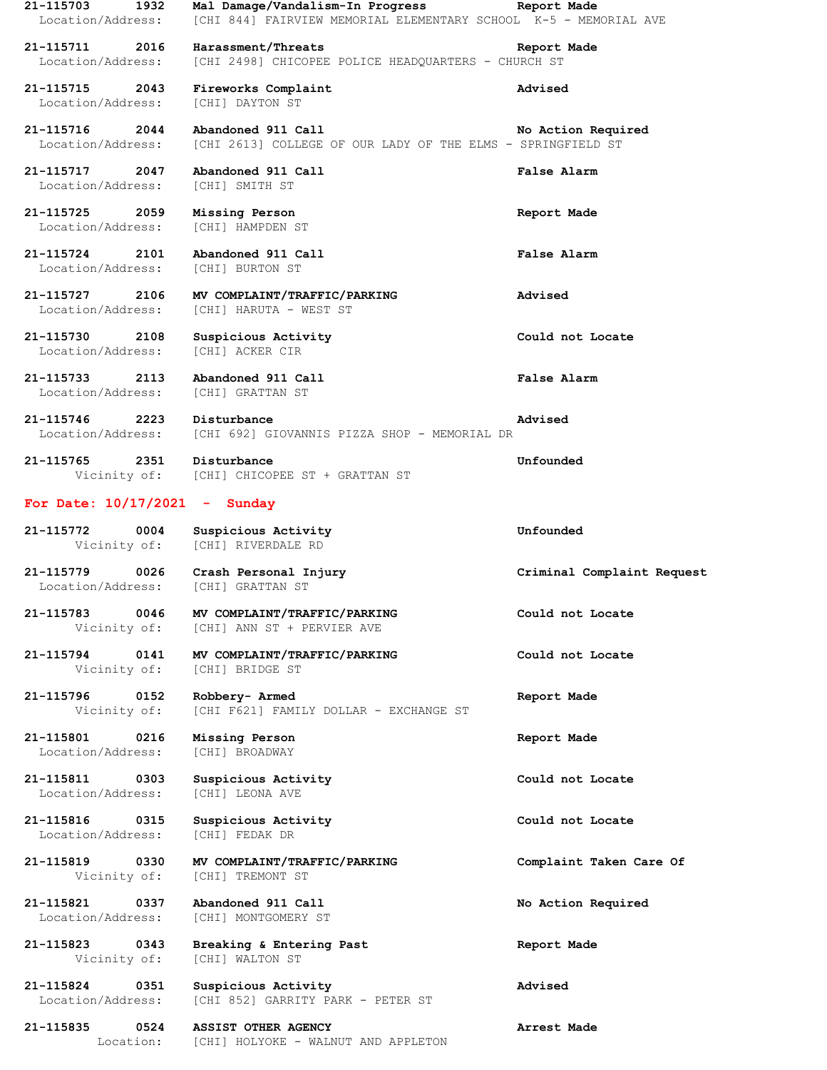**21-115703 1932 Mal Damage/Vandalism-In Progress Report Made**
Location/Address: [CHI 844] FAIRVIEW MEMORIAL ELEMENTARY SCHOOL K-5 - MEMORIAL AVE

**21-115711 2016 Harassment/Threats Report Made**
Location/Address: [CHI 2498] CHICOPEE POLICE HEADQUARTERS - CHURCH ST

**21-115715 2043 Fireworks Complaint Advised**
Location/Address: [CHI] DAYTON ST

**21-115716 2044 Abandoned 911 Call No Action Required**
Location/Address: [CHI 2613] COLLEGE OF OUR LADY OF THE ELMS - SPRINGFIELD ST

**21-115717 2047 Abandoned 911 Call False Alarm**
Location/Address: [CHI] SMITH ST

**21-115725 2059 Missing Person Report Made**
Location/Address: [CHI] HAMPDEN ST

**21-115724 2101 Abandoned 911 Call False Alarm**
Location/Address: [CHI] BURTON ST

**21-115727 2106 MV COMPLAINT/TRAFFIC/PARKING Advised**
Location/Address: [CHI] HARUTA - WEST ST

**21-115730 2108 Suspicious Activity Could not Locate**
Location/Address: [CHI] ACKER CIR

**21-115733 2113 Abandoned 911 Call False Alarm**
Location/Address: [CHI] GRATTAN ST

**21-115746 2223 Disturbance Advised**
Location/Address: [CHI 692] GIOVANNIS PIZZA SHOP - MEMORIAL DR

**21-115765 2351 Disturbance Unfounded**
Vicinity of: [CHI] CHICOPEE ST + GRATTAN ST

## For Date: 10/17/2021 - Sunday

**21-115772 0004 Suspicious Activity Unfounded**
Vicinity of: [CHI] RIVERDALE RD

**21-115779 0026 Crash Personal Injury Criminal Complaint Request**
Location/Address: [CHI] GRATTAN ST

**21-115783 0046 MV COMPLAINT/TRAFFIC/PARKING Could not Locate**
Vicinity of: [CHI] ANN ST + PERVIER AVE

**21-115794 0141 MV COMPLAINT/TRAFFIC/PARKING Could not Locate**
Vicinity of: [CHI] BRIDGE ST

**21-115796 0152 Robbery- Armed Report Made**
Vicinity of: [CHI F621] FAMILY DOLLAR - EXCHANGE ST

**21-115801 0216 Missing Person Report Made**
Location/Address: [CHI] BROADWAY

**21-115811 0303 Suspicious Activity Could not Locate**
Location/Address: [CHI] LEONA AVE

**21-115816 0315 Suspicious Activity Could not Locate**
Location/Address: [CHI] FEDAK DR

**21-115819 0330 MV COMPLAINT/TRAFFIC/PARKING Complaint Taken Care Of**
Vicinity of: [CHI] TREMONT ST

**21-115821 0337 Abandoned 911 Call No Action Required**
Location/Address: [CHI] MONTGOMERY ST

**21-115823 0343 Breaking & Entering Past Report Made**
Vicinity of: [CHI] WALTON ST

**21-115824 0351 Suspicious Activity Advised**
Location/Address: [CHI 852] GARRITY PARK - PETER ST

**21-115835 0524 ASSIST OTHER AGENCY Arrest Made**
Location: [CHI] HOLYOKE - WALNUT AND APPLETON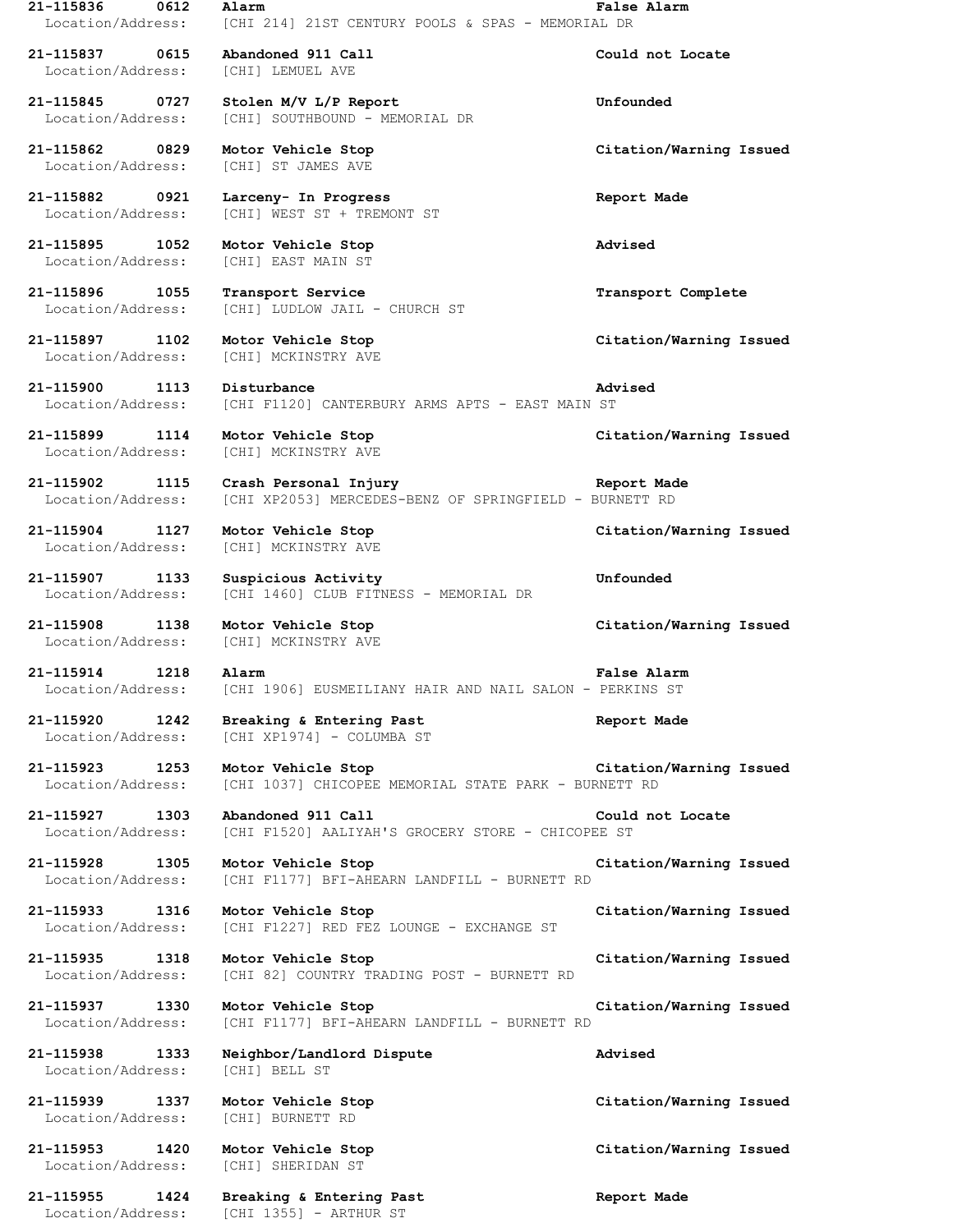**21-115836 0612 Alarm False Alarm**
Location/Address: [CHI 214] 21ST CENTURY POOLS & SPAS - MEMORIAL DR

**21-115837 0615 Abandoned 911 Call Could not Locate**
Location/Address: [CHI] LEMUEL AVE

**21-115845 0727 Stolen M/V L/P Report Unfounded**
Location/Address: [CHI] SOUTHBOUND - MEMORIAL DR

**21-115862 0829 Motor Vehicle Stop Citation/Warning Issued**
Location/Address: [CHI] ST JAMES AVE

**21-115882 0921 Larceny- In Progress Report Made**
Location/Address: [CHI] WEST ST + TREMONT ST

**21-115895 1052 Motor Vehicle Stop Advised**
Location/Address: [CHI] EAST MAIN ST

**21-115896 1055 Transport Service Transport Complete**
Location/Address: [CHI] LUDLOW JAIL - CHURCH ST

**21-115897 1102 Motor Vehicle Stop Citation/Warning Issued**
Location/Address: [CHI] MCKINSTRY AVE

**21-115900 1113 Disturbance Advised**
Location/Address: [CHI F1120] CANTERBURY ARMS APTS - EAST MAIN ST

**21-115899 1114 Motor Vehicle Stop Citation/Warning Issued**
Location/Address: [CHI] MCKINSTRY AVE

**21-115902 1115 Crash Personal Injury Report Made**
Location/Address: [CHI XP2053] MERCEDES-BENZ OF SPRINGFIELD - BURNETT RD

**21-115904 1127 Motor Vehicle Stop Citation/Warning Issued**
Location/Address: [CHI] MCKINSTRY AVE

**21-115907 1133 Suspicious Activity Unfounded**
Location/Address: [CHI 1460] CLUB FITNESS - MEMORIAL DR

**21-115908 1138 Motor Vehicle Stop Citation/Warning Issued**
Location/Address: [CHI] MCKINSTRY AVE

**21-115914 1218 Alarm False Alarm**
Location/Address: [CHI 1906] EUSMEILIANY HAIR AND NAIL SALON - PERKINS ST

**21-115920 1242 Breaking & Entering Past Report Made**
Location/Address: [CHI XP1974] - COLUMBA ST

**21-115923 1253 Motor Vehicle Stop Citation/Warning Issued**
Location/Address: [CHI 1037] CHICOPEE MEMORIAL STATE PARK - BURNETT RD

**21-115927 1303 Abandoned 911 Call Could not Locate**
Location/Address: [CHI F1520] AALIYAH'S GROCERY STORE - CHICOPEE ST

**21-115928 1305 Motor Vehicle Stop Citation/Warning Issued**
Location/Address: [CHI F1177] BFI-AHEARN LANDFILL - BURNETT RD

**21-115933 1316 Motor Vehicle Stop Citation/Warning Issued**
Location/Address: [CHI F1227] RED FEZ LOUNGE - EXCHANGE ST

**21-115935 1318 Motor Vehicle Stop Citation/Warning Issued**
Location/Address: [CHI 82] COUNTRY TRADING POST - BURNETT RD

**21-115937 1330 Motor Vehicle Stop Citation/Warning Issued**
Location/Address: [CHI F1177] BFI-AHEARN LANDFILL - BURNETT RD

**21-115938 1333 Neighbor/Landlord Dispute Advised**
Location/Address: [CHI] BELL ST

**21-115939 1337 Motor Vehicle Stop Citation/Warning Issued**
Location/Address: [CHI] BURNETT RD

**21-115953 1420 Motor Vehicle Stop Citation/Warning Issued**
Location/Address: [CHI] SHERIDAN ST

**21-115955 1424 Breaking & Entering Past Report Made**
Location/Address: [CHI 1355] - ARTHUR ST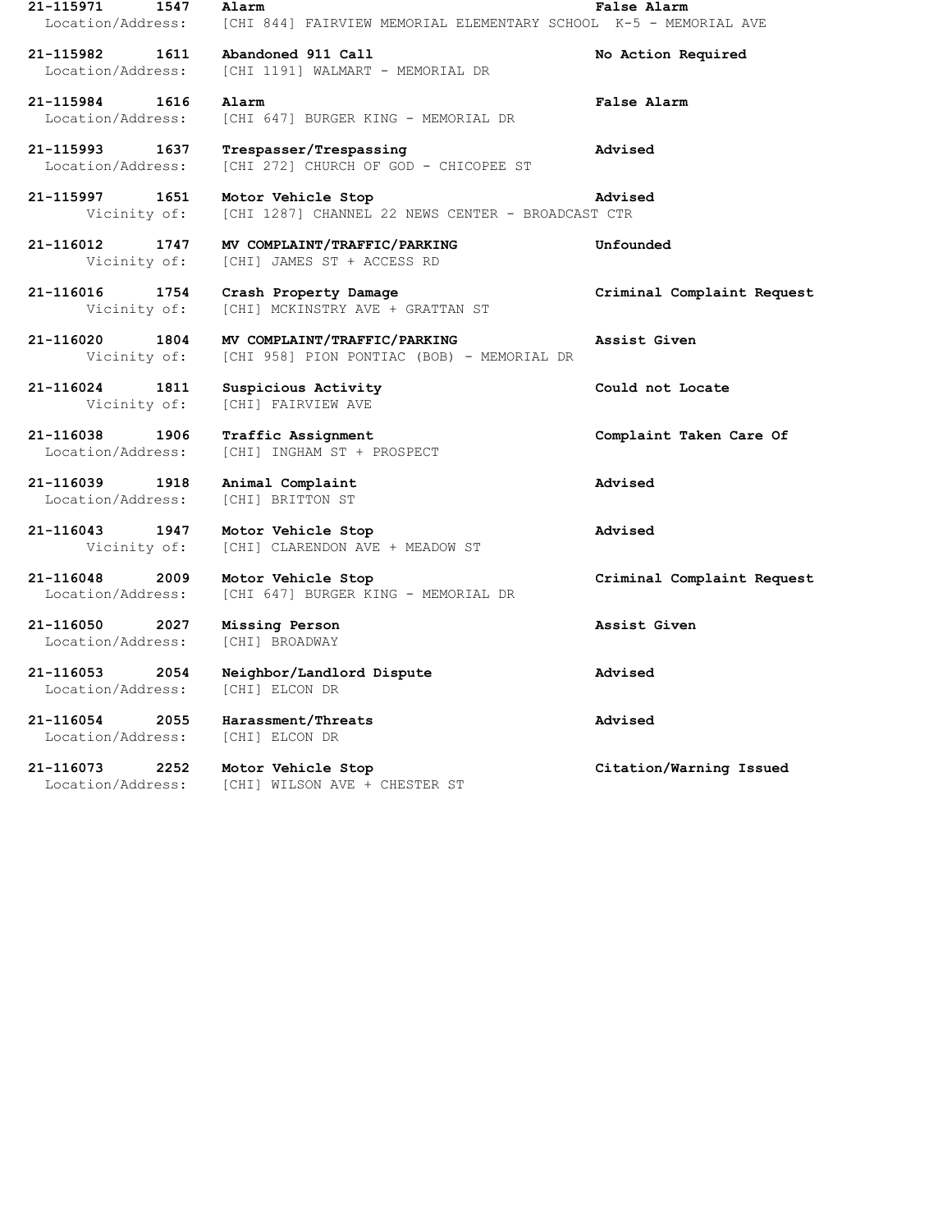**21-115971 1547 Alarm** **False Alarm**
Location/Address: [CHI 844] FAIRVIEW MEMORIAL ELEMENTARY SCHOOL K-5 - MEMORIAL AVE

**21-115982 1611 Abandoned 911 Call** **No Action Required**
Location/Address: [CHI 1191] WALMART - MEMORIAL DR

**21-115984 1616 Alarm** **False Alarm**
Location/Address: [CHI 647] BURGER KING - MEMORIAL DR

**21-115993 1637 Trespasser/Trespassing** **Advised**
Location/Address: [CHI 272] CHURCH OF GOD - CHICOPEE ST

**21-115997 1651 Motor Vehicle Stop** **Advised**
Vicinity of: [CHI 1287] CHANNEL 22 NEWS CENTER - BROADCAST CTR

**21-116012 1747 MV COMPLAINT/TRAFFIC/PARKING** **Unfounded**
Vicinity of: [CHI] JAMES ST + ACCESS RD

**21-116016 1754 Crash Property Damage** **Criminal Complaint Request**
Vicinity of: [CHI] MCKINSTRY AVE + GRATTAN ST

**21-116020 1804 MV COMPLAINT/TRAFFIC/PARKING** **Assist Given**
Vicinity of: [CHI 958] PION PONTIAC (BOB) - MEMORIAL DR

**21-116024 1811 Suspicious Activity** **Could not Locate**
Vicinity of: [CHI] FAIRVIEW AVE

**21-116038 1906 Traffic Assignment** **Complaint Taken Care Of**
Location/Address: [CHI] INGHAM ST + PROSPECT

**21-116039 1918 Animal Complaint** **Advised**
Location/Address: [CHI] BRITTON ST

**21-116043 1947 Motor Vehicle Stop** **Advised**
Vicinity of: [CHI] CLARENDON AVE + MEADOW ST

**21-116048 2009 Motor Vehicle Stop** **Criminal Complaint Request**
Location/Address: [CHI 647] BURGER KING - MEMORIAL DR

**21-116050 2027 Missing Person** **Assist Given**
Location/Address: [CHI] BROADWAY

**21-116053 2054 Neighbor/Landlord Dispute** **Advised**
Location/Address: [CHI] ELCON DR

**21-116054 2055 Harassment/Threats** **Advised**
Location/Address: [CHI] ELCON DR

**21-116073 2252 Motor Vehicle Stop** **Citation/Warning Issued**
Location/Address: [CHI] WILSON AVE + CHESTER ST